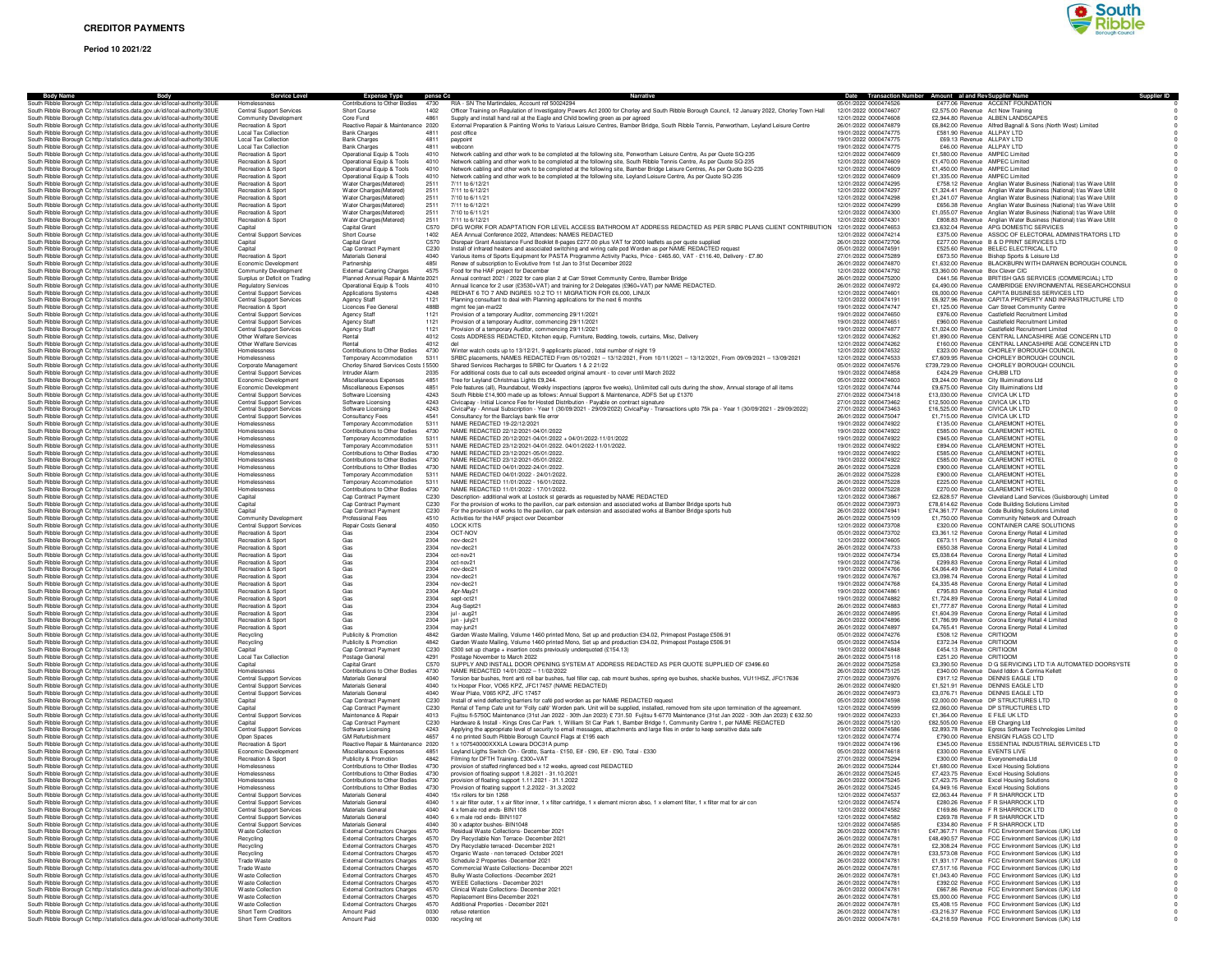# CREDITOR PAYMENTS

**Period 10 2021/22**

| Body Name | Body | Service Level | Expense Type | pense Co | Narrative | Date | Transaction Number | Amount | al and Rev | Supplier Name | Supplier ID |
|---|---|---|---|---|---|---|---|---|---|---|---|
| South Ribble Borough C | http://statistics.data.gov.uk/id/local-authority/30UE | Homelessness | Contributions to Other Bodies | 4730 | RIA - SN The Martindales, Account ref 50024294 | 05/01/2022 | 0000474526 | £477.06 | Revenue | ACCENT FOUNDATION | 0 |
| South Ribble Borough C | http://statistics.data.gov.uk/id/local-authority/30UE | Central Support Services | Short Course | 1402 | Officer Training on Regulation of Investigatory Powers Act 2000 for Chorley and South Ribble Borough Council, 12 January 2022, Chorley Town Hall | 12/01/2022 | 0000474607 | £2,575.00 | Revenue | Act Now Training | 0 |
| South Ribble Borough C | http://statistics.data.gov.uk/id/local-authority/30UE | Community Development | Core Fund | 4861 | Supply and install hand rail at the Eagle and Child bowling green as per agreed | 12/01/2022 | 0000474608 | £2,944.80 | Revenue | ALBEN LANDSCAPES | 0 |
| South Ribble Borough C | http://statistics.data.gov.uk/id/local-authority/30UE | Recreation & Sport | Reactive Repair & Maintenance | 2020 | External Preparation & Painting Works to Various Leisure Centres, Bamber Bridge, South Ribble Tennis, Penwortham, Leyland Leisure Centre | 26/01/2022 | 0000474879 | £6,842.00 | Revenue | Alfred Bagnall & Sons (North West) Limited | 0 |
| South Ribble Borough C | http://statistics.data.gov.uk/id/local-authority/30UE | Local Tax Collection | Bank Charges | 4811 | post office | 19/01/2022 | 0000474775 | £581.90 | Revenue | ALLPAY LTD | 0 |
| South Ribble Borough C | http://statistics.data.gov.uk/id/local-authority/30UE | Local Tax Collection | Bank Charges | 4811 | paypoint | 19/01/2022 | 0000474775 | £69.13 | Revenue | ALLPAY LTD | 0 |
| South Ribble Borough C | http://statistics.data.gov.uk/id/local-authority/30UE | Local Tax Collection | Bank Charges | 4811 | webconn | 19/01/2022 | 0000474775 | £46.00 | Revenue | ALLPAY LTD | 0 |
| South Ribble Borough C | http://statistics.data.gov.uk/id/local-authority/30UE | Recreation & Sport | Operational Equip & Tools | 4010 | Network cabling and other work to be completed at the following site, Penwortham Leisure Centre, As per Quote SQ-235 | 12/01/2022 | 0000474609 | £1,580.00 | Revenue | AMPEC Limited | 0 |
| South Ribble Borough C | http://statistics.data.gov.uk/id/local-authority/30UE | Recreation & Sport | Operational Equip & Tools | 4010 | Network cabling and other work to be completed at the following site, South Ribble Tennis Centre, As per Quote SQ-235 | 12/01/2022 | 0000474609 | £1,470.00 | Revenue | AMPEC Limited | 0 |
| South Ribble Borough C | http://statistics.data.gov.uk/id/local-authority/30UE | Recreation & Sport | Operational Equip & Tools | 4010 | Network cabling and other work to be completed at the following site, Bamber Bridge Leisure Centre, As per Quote SQ-235 | 12/01/2022 | 0000474609 | £1,450.00 | Revenue | AMPEC Limited | 0 |
| South Ribble Borough C | http://statistics.data.gov.uk/id/local-authority/30UE | Recreation & Sport | Operational Equip & Tools | 4010 | Network cabling and other work to be completed at the following site, Leyland Leisure Centre, As per Quote SQ-235 | 12/01/2022 | 0000474609 | £1,335.00 | Revenue | AMPEC Limited | 0 |
| South Ribble Borough C | http://statistics.data.gov.uk/id/local-authority/30UE | Recreation & Sport | Water Charges(Metered) | 2511 | 7/11 to 6/12/21 | 12/01/2022 | 0000474295 | £758.12 | Revenue | Anglian Water Business (National) t/as Wave Utilit | 0 |
| South Ribble Borough C | http://statistics.data.gov.uk/id/local-authority/30UE | Recreation & Sport | Water Charges(Metered) | 2511 | 7/11 to 6/12/21 | 12/01/2022 | 0000474297 | £1,324.41 | Revenue | Anglian Water Business (National) t/as Wave Utilit | 0 |
| South Ribble Borough C | http://statistics.data.gov.uk/id/local-authority/30UE | Recreation & Sport | Water Charges(Metered) | 2511 | 7/10 to 6/11/21 | 12/01/2022 | 0000474298 | £1,241.07 | Revenue | Anglian Water Business (National) t/as Wave Utilit | 0 |
| South Ribble Borough C | http://statistics.data.gov.uk/id/local-authority/30UE | Recreation & Sport | Water Charges(Metered) | 2511 | 7/11 to 6/12/21 | 12/01/2022 | 0000474299 | £656.38 | Revenue | Anglian Water Business (National) t/as Wave Utilit | 0 |
| South Ribble Borough C | http://statistics.data.gov.uk/id/local-authority/30UE | Recreation & Sport | Water Charges(Metered) | 2511 | 7/10 to 6/11/21 | 12/01/2022 | 0000474300 | £1,055.07 | Revenue | Anglian Water Business (National) t/as Wave Utilit | 0 |
| South Ribble Borough C | http://statistics.data.gov.uk/id/local-authority/30UE | Recreation & Sport | Water Charges(Metered) | 2511 | 7/11 to 6/12/21 | 12/01/2022 | 0000474301 | £808.83 | Revenue | Anglian Water Business (National) t/as Wave Utilit | 0 |
| South Ribble Borough C | http://statistics.data.gov.uk/id/local-authority/30UE | Capital | Capital Grant | C570 | DFG WORK FOR ADAPTATION FOR LEVEL ACCESS BATHROOM AT ADDRESS REDACTED AS PER SRBC PLANS CLIENT CONTRIBUTION | 12/01/2022 | 0000474653 | £3,632.04 | Revenue | APG DOMESTIC SERVICES | 0 |
| South Ribble Borough C | http://statistics.data.gov.uk/id/local-authority/30UE | Central Support Services | Short Course | 1402 | AEA Annual Conference 2022, Attendees: NAMES REDACTED | 12/01/2022 | 0000474214 | £375.00 | Revenue | ASSOC OF ELECTORAL ADMINISTRATORS LTD | 0 |
| South Ribble Borough C | http://statistics.data.gov.uk/id/local-authority/30UE | Capital | Capital Grant | C570 | Disrepair Grant Assistance Fund Booklet 8-pages £277.00 plus VAT for 2000 leaflets as per quote supplied | 26/01/2022 | 0000472706 | £277.00 | Revenue | B & D PRINT SERVICES LTD | 0 |
| South Ribble Borough C | http://statistics.data.gov.uk/id/local-authority/30UE | Capital | Cap Contract Payment | C230 | Install of infrared heaters and associated switching and wiring cafe pod Worden as per NAME REDACTED request | 05/01/2022 | 0000474591 | £525.60 | Revenue | BELEC ELECTRICAL LTD | 0 |
| South Ribble Borough C | http://statistics.data.gov.uk/id/local-authority/30UE | Recreation & Sport | Materials General | 4040 | Various items of Sports Equipment for PASTA Programme Activity Packs, Price - £465.60, VAT - £116.40, Delivery - £7.80 | 27/01/2022 | 0000475289 | £673.50 | Revenue | Bishop Sports & Leisure Ltd | 0 |
| South Ribble Borough C | http://statistics.data.gov.uk/id/local-authority/30UE | Economic Development | Partnership | 4851 | Renew of subscription to Evolutive from 1st Jan to 31st December 2022 | 12/01/2022 | 0000474870 | £1,632.00 | Revenue | BLACKBURN WITH DARWEN BOROUGH COUNCIL | 0 |
| South Ribble Borough C | http://statistics.data.gov.uk/id/local-authority/30UE | Community Development | External Catering Charges | 4575 | Food for the HAF project for December | 12/01/2022 | 0000474792 | £3,360.00 | Revenue | Box Clever CIC | 0 |
| South Ribble Borough C | http://statistics.data.gov.uk/id/local-authority/30UE | Surplus or Deficit on Trading | Planned Annual Repair & Mainte | 2021 | Annual contract 2021 / 2022 for care plan 2 at Carr Street Community Centre, Bamber Bridge | 26/01/2022 | 0000475200 | £441.56 | Revenue | BRITISH GAS SERVICES (COMMERCIAL) LTD | 0 |
| South Ribble Borough C | http://statistics.data.gov.uk/id/local-authority/30UE | Regulatory Services | Operational Equip & Tools | 4010 | Annual licence for 2 user (£3530+VAT) and training for 2 Delegates (£960+VAT) per NAME REDACTED. | 26/01/2022 | 0000474972 | £4,490.00 | Revenue | CAMBRIDGE ENVIRONMENTAL RESEARCHCONSUl | 0 |
| South Ribble Borough C | http://statistics.data.gov.uk/id/local-authority/30UE | Central Support Services | Applications Systems | 4248 | REDHAT 6 TO 7 AND INGRES 10.2 TO 11 MIGRATION FOR £6,000, LINUX | 12/01/2022 | 0000474601 | £6,000.00 | Revenue | CAPITA BUSINESS SERVICES LTD | 0 |
| South Ribble Borough C | http://statistics.data.gov.uk/id/local-authority/30UE | Central Support Services | Agency Staff | 1121 | Planning consultant to deal with Planning applications for the next 6 months | 12/01/2022 | 0000474191 | £6,927.96 | Revenue | CAPITA PROPERTY AND INFRASTRUCTURE LTD | 0 |
| South Ribble Borough C | http://statistics.data.gov.uk/id/local-authority/30UE | Recreation & Sport | Licences Fee General | 4888 | mgmt fee jan-mar22 | 19/01/2022 | 0000474747 | £1,125.00 | Revenue | Carr Street Community Centre | 0 |
| South Ribble Borough C | http://statistics.data.gov.uk/id/local-authority/30UE | Central Support Services | Agency Staff | 1121 | Provision of a temporary Auditor, commencing 29/11/2021 | 19/01/2022 | 0000474650 | £976.00 | Revenue | Castlefield Recruitment Limited | 0 |
| South Ribble Borough C | http://statistics.data.gov.uk/id/local-authority/30UE | Central Support Services | Agency Staff | 1121 | Provision of a temporary Auditor, commencing 29/11/2021 | 19/01/2022 | 0000474651 | £960.00 | Revenue | Castlefield Recruitment Limited | 0 |
| South Ribble Borough C | http://statistics.data.gov.uk/id/local-authority/30UE | Central Support Services | Agency Staff | 1121 | Provision of a temporary Auditor, commencing 29/11/2021 | 19/01/2022 | 0000474877 | £1,024.00 | Revenue | Castlefield Recruitment Limited | 0 |
| South Ribble Borough C | http://statistics.data.gov.uk/id/local-authority/30UE | Other Welfare Services | Rental | 4012 | Costs ADDRESS REDACTED, Kitchen equip, Furniture, Bedding, towels, curtains, Misc, Delivery | 12/01/2022 | 0000474262 | £1,890.00 | Revenue | CENTRAL LANCASHIRE AGE CONCERN LTD | 0 |
| South Ribble Borough C | http://statistics.data.gov.uk/id/local-authority/30UE | Other Welfare Services | Rental | 4012 | del | 12/01/2022 | 0000474262 | £160.00 | Revenue | CENTRAL LANCASHIRE AGE CONCERN LTD | 0 |
| South Ribble Borough C | http://statistics.data.gov.uk/id/local-authority/30UE | Homelessness | Contributions to Other Bodies | 4730 | Winter watch costs up to 13/12/21, 9 applicants placed , total number of night 19 | 12/01/2022 | 0000474532 | £323.00 | Revenue | CHORLEY BOROUGH COUNCIL | 0 |
| South Ribble Borough C | http://statistics.data.gov.uk/id/local-authority/30UE | Homelessness | Temporary Accommodation | 5311 | SRBC placements, NAMES REDACTED From 05/10/2021 – 13/12/2021, From 10/11/2021 – 13/12/2021, From 09/09/2021 – 13/09/2021 | 12/01/2022 | 0000474533 | £7,609.95 | Revenue | CHORLEY BOROUGH COUNCIL | 0 |
| South Ribble Borough C | http://statistics.data.gov.uk/id/local-authority/30UE | Corporate Management | Chorley Shared Services Costs | 5500 | Shared Services Recharges to SRBC for Quarters 1 & 2 21/22 | 05/01/2022 | 0000474576 | £739,729.00 | Revenue | CHORLEY BOROUGH COUNCIL | 0 |
| South Ribble Borough C | http://statistics.data.gov.uk/id/local-authority/30UE | Central Support Services | Intruder Alarm | 2035 | For additional costs due to call outs exceeded original amount - to cover until March 2022 | 19/01/2022 | 0000474858 | £424.29 | Revenue | CHUBB LTD | 0 |
| South Ribble Borough C | http://statistics.data.gov.uk/id/local-authority/30UE | Economic Development | Miscellaneous Expenses | 4851 | Tree for Leyland Christmas Lights £9,244. | 05/01/2022 | 0000474603 | £9,244.00 | Revenue | City Illuminations Ltd | 0 |
| South Ribble Borough C | http://statistics.data.gov.uk/id/local-authority/30UE | Economic Development | Miscellaneous Expenses | 4851 | Pole features (all), Roundabout, Weekly inspections (approx five weeks), Unlimited call outs during the show, Annual storage of all items | 12/01/2022 | 0000474744 | £9,675.00 | Revenue | City Illuminations Ltd | 0 |
| South Ribble Borough C | http://statistics.data.gov.uk/id/local-authority/30UE | Central Support Services | Software Licensing | 4243 | South Ribble £14,900 made up as follows: Annual Support & Maintenance, ADFS Set up £1370 | 27/01/2022 | 0000473418 | £13,030.00 | Revenue | CIVICA UK LTD | 0 |
| South Ribble Borough C | http://statistics.data.gov.uk/id/local-authority/30UE | Central Support Services | Software Licensing | 4243 | Civicapay - Initial Licence Fee for Hosted Distribution - Payable on contract signature | 27/01/2022 | 0000473462 | £12,500.00 | Revenue | CIVICA UK LTD | 0 |
| South Ribble Borough C | http://statistics.data.gov.uk/id/local-authority/30UE | Central Support Services | Software Licensing | 4243 | CivicaPay - Annual Subscription - Year 1 (30/09/2021 - 29/09/2022) CivicaPay - Transactions upto 75k pa - Year 1 (30/09/2021 - 29/09/2022) | 27/01/2022 | 0000473463 | £16,525.00 | Revenue | CIVICA UK LTD | 0 |
| South Ribble Borough C | http://statistics.data.gov.uk/id/local-authority/30UE | Central Support Services | Consultancy Fees | 4541 | Consultancy for the Barclays bank file error | 26/01/2022 | 0000475047 | £1,715.00 | Revenue | CIVICA UK LTD | 0 |
| South Ribble Borough C | http://statistics.data.gov.uk/id/local-authority/30UE | Homelessness | Temporary Accommodation | 5311 | NAME REDACTED 19-22/12/2021 | 19/01/2022 | 0000474922 | £135.00 | Revenue | CLAREMONT HOTEL | 0 |
| South Ribble Borough C | http://statistics.data.gov.uk/id/local-authority/30UE | Homelessness | Contributions to Other Bodies | 4730 | NAME REDACTED 22/12/2021-04/01/2022 | 19/01/2022 | 0000474922 | £585.00 | Revenue | CLAREMONT HOTEL | 0 |
| South Ribble Borough C | http://statistics.data.gov.uk/id/local-authority/30UE | Homelessness | Temporary Accommodation | 5311 | NAME REDACTED 20/12/2021-04/01/2022 + 04/01/2022-11/01/2022 | 19/01/2022 | 0000474922 | £945.00 | Revenue | CLAREMONT HOTEL | 0 |
| South Ribble Borough C | http://statistics.data.gov.uk/id/local-authority/30UE | Homelessness | Temporary Accommodation | 5311 | NAME REDACTED 23/12/2021-04/01/2022. 04/01/2022-11/01/2022. | 19/01/2022 | 0000474922 | £894.00 | Revenue | CLAREMONT HOTEL | 0 |
| South Ribble Borough C | http://statistics.data.gov.uk/id/local-authority/30UE | Homelessness | Contributions to Other Bodies | 4730 | NAME REDACTED 23/12/2021-05/01/2022. | 19/01/2022 | 0000474922 | £585.00 | Revenue | CLAREMONT HOTEL | 0 |
| South Ribble Borough C | http://statistics.data.gov.uk/id/local-authority/30UE | Homelessness | Contributions to Other Bodies | 4730 | NAME REDACTED 23/12/2021-05/01/2022. | 19/01/2022 | 0000474922 | £585.00 | Revenue | CLAREMONT HOTEL | 0 |
| South Ribble Borough C | http://statistics.data.gov.uk/id/local-authority/30UE | Homelessness | Contributions to Other Bodies | 4730 | NAME REDACTED 04/01/2022-24/01/2022. | 26/01/2022 | 0000475228 | £900.00 | Revenue | CLAREMONT HOTEL | 0 |
| South Ribble Borough C | http://statistics.data.gov.uk/id/local-authority/30UE | Homelessness | Temporary Accommodation | 5311 | NAME REDACTED 04/01/2022 - 24/01/2022. | 26/01/2022 | 0000475228 | £900.00 | Revenue | CLAREMONT HOTEL | 0 |
| South Ribble Borough C | http://statistics.data.gov.uk/id/local-authority/30UE | Homelessness | Temporary Accommodation | 5311 | NAME REDACTED 11/01/2022 - 16/01/2022. | 26/01/2022 | 0000475228 | £225.00 | Revenue | CLAREMONT HOTEL | 0 |
| South Ribble Borough C | http://statistics.data.gov.uk/id/local-authority/30UE | Homelessness | Contributions to Other Bodies | 4730 | NAME REDACTED 11/01/2022 - 17/01/2022. | 26/01/2022 | 0000475228 | £270.00 | Revenue | CLAREMONT HOTEL | 0 |
| South Ribble Borough C | http://statistics.data.gov.uk/id/local-authority/30UE | Capital | Cap Contract Payment | C230 | Description- additional work at Lostock st gerards as requested by NAME REDACTED | 12/01/2022 | 0000473867 | £2,628.57 | Revenue | Cleveland Land Services (Guisborough) Limited | 0 |
| South Ribble Borough C | http://statistics.data.gov.uk/id/local-authority/30UE | Capital | Cap Contract Payment | C230 | For the provision of works to the pavilion, car park extension and associated works at Bamber Bridge sports hub | 05/01/2022 | 0000473973 | £78,614.62 | Revenue | Code Building Solutions Limited | 0 |
| South Ribble Borough C | http://statistics.data.gov.uk/id/local-authority/30UE | Capital | Cap Contract Payment | C230 | For the provision of works to the pavilion, car park extension and associated works at Bamber Bridge sports hub | 26/01/2022 | 0000474941 | £74,361.77 | Revenue | Code Building Solutions Limited | 0 |
| South Ribble Borough C | http://statistics.data.gov.uk/id/local-authority/30UE | Community Development | Professional Fees | 4510 | Activities for the HAF project over December | 26/01/2022 | 0000475109 | £1,750.00 | Revenue | Community Network and Outreach | 0 |
| South Ribble Borough C | http://statistics.data.gov.uk/id/local-authority/30UE | Central Support Services | Repair Costs General | 4050 | LOCK KITS | 12/01/2022 | 0000473708 | £320.00 | Revenue | CONTAINER CARE SOLUTIONS | 0 |
| South Ribble Borough C | http://statistics.data.gov.uk/id/local-authority/30UE | Recreation & Sport | Gas | 2304 | OCT-NOV | 05/01/2022 | 0000473702 | £3,361.12 | Revenue | Corona Energy Retail 4 Limited | 0 |
| South Ribble Borough C | http://statistics.data.gov.uk/id/local-authority/30UE | Recreation & Sport | Gas | 2304 | nov-dec21 | 12/01/2022 | 0000474605 | £673.11 | Revenue | Corona Energy Retail 4 Limited | 0 |
| South Ribble Borough C | http://statistics.data.gov.uk/id/local-authority/30UE | Recreation & Sport | Gas | 2304 | nov-dec21 | 26/01/2022 | 0000474733 | £650.38 | Revenue | Corona Energy Retail 4 Limited | 0 |
| South Ribble Borough C | http://statistics.data.gov.uk/id/local-authority/30UE | Recreation & Sport | Gas | 2304 | oct-nov21 | 19/01/2022 | 0000474734 | £5,038.64 | Revenue | Corona Energy Retail 4 Limited | 0 |
| South Ribble Borough C | http://statistics.data.gov.uk/id/local-authority/30UE | Recreation & Sport | Gas | 2304 | oct-nov21 | 19/01/2022 | 0000474736 | £299.83 | Revenue | Corona Energy Retail 4 Limited | 0 |
| South Ribble Borough C | http://statistics.data.gov.uk/id/local-authority/30UE | Recreation & Sport | Gas | 2304 | nov-dec21 | 19/01/2022 | 0000474766 | £4,064.49 | Revenue | Corona Energy Retail 4 Limited | 0 |
| South Ribble Borough C | http://statistics.data.gov.uk/id/local-authority/30UE | Recreation & Sport | Gas | 2304 | nov-dec21 | 19/01/2022 | 0000474767 | £3,098.74 | Revenue | Corona Energy Retail 4 Limited | 0 |
| South Ribble Borough C | http://statistics.data.gov.uk/id/local-authority/30UE | Recreation & Sport | Gas | 2304 | nov-dec21 | 19/01/2022 | 0000474768 | £4,335.48 | Revenue | Corona Energy Retail 4 Limited | 0 |
| South Ribble Borough C | http://statistics.data.gov.uk/id/local-authority/30UE | Recreation & Sport | Gas | 2304 | Apr-May21 | 19/01/2022 | 0000474861 | £795.83 | Revenue | Corona Energy Retail 4 Limited | 0 |
| South Ribble Borough C | http://statistics.data.gov.uk/id/local-authority/30UE | Recreation & Sport | Gas | 2304 | sept-oct21 | 19/01/2022 | 0000474882 | £1,724.89 | Revenue | Corona Energy Retail 4 Limited | 0 |
| South Ribble Borough C | http://statistics.data.gov.uk/id/local-authority/30UE | Recreation & Sport | Gas | 2304 | Aug-Sept21 | 26/01/2022 | 0000474883 | £1,777.87 | Revenue | Corona Energy Retail 4 Limited | 0 |
| South Ribble Borough C | http://statistics.data.gov.uk/id/local-authority/30UE | Recreation & Sport | Gas | 2304 | jul - aug21 | 26/01/2022 | 0000474895 | £1,604.39 | Revenue | Corona Energy Retail 4 Limited | 0 |
| South Ribble Borough C | http://statistics.data.gov.uk/id/local-authority/30UE | Recreation & Sport | Gas | 2304 | jun - july21 | 26/01/2022 | 0000474896 | £1,786.99 | Revenue | Corona Energy Retail 4 Limited | 0 |
| South Ribble Borough C | http://statistics.data.gov.uk/id/local-authority/30UE | Recreation & Sport | Gas | 2304 | may-jun21 | 26/01/2022 | 0000474897 | £4,765.41 | Revenue | Corona Energy Retail 4 Limited | 0 |
| South Ribble Borough C | http://statistics.data.gov.uk/id/local-authority/30UE | Recycling | Publicity & Promotion | 4842 | Garden Waste Mailing, Volume 1460 printed Mono, Set up and production £34.02, Primepost Postage £506.91 | 05/01/2022 | 0000474276 | £508.12 | Revenue | CRITIQOM | 0 |
| South Ribble Borough C | http://statistics.data.gov.uk/id/local-authority/30UE | Recycling | Publicity & Promotion | 4842 | Garden Waste Mailing, Volume 1460 printed Mono, Set up and production £34.02, Primepost Postage £506.91 | 05/01/2022 | 0000474534 | £372.34 | Revenue | CRITIQOM | 0 |
| South Ribble Borough C | http://statistics.data.gov.uk/id/local-authority/30UE | Capital | Cap Contract Payment | C230 | £300 set up charge + insertion costs previously underquoted (£154.13) | 19/01/2022 | 0000474848 | £454.13 | Revenue | CRITIQOM | 0 |
| South Ribble Borough C | http://statistics.data.gov.uk/id/local-authority/30UE | Local Tax Collection | Postage General | 4291 | Postage November to March 2022 | 26/01/2022 | 0000475118 | £251.20 | Revenue | CRITIQOM | 0 |
| South Ribble Borough C | http://statistics.data.gov.uk/id/local-authority/30UE | Capital | Capital Grant | C570 | SUPPLY AND INSTALL DOOR OPENING SYSTEM AT ADDRESS REDACTED AS PER QUOTE SUPPLIED OF £3496.60 | 26/01/2022 | 0000475258 | £3,390.50 | Revenue | D G SERVICING LTD T/A AUTOMATED DOORSYSTE | 0 |
| South Ribble Borough C | http://statistics.data.gov.uk/id/local-authority/30UE | Homelessness | Contributions to Other Bodies | 4730 | NAME REDACTED 14/01/2022 – 11/02/2022 | 26/01/2022 | 0000475125 | £340.00 | Revenue | David Iddon & Corrina Kellett | 0 |
| South Ribble Borough C | http://statistics.data.gov.uk/id/local-authority/30UE | Central Support Services | Materials General | 4040 | Torsion bar bushes, front anti roll bar bushes, fuel filler cap, cab mount bushes, spring eye bushes, shackle bushes, VU11HSZ, JFC17636 | 27/01/2022 | 0000473976 | £917.12 | Revenue | DENNIS EAGLE LTD | 0 |
| South Ribble Borough C | http://statistics.data.gov.uk/id/local-authority/30UE | Central Support Services | Materials General | 4040 | 1x Hooper Floor, VO65 KPZ, JFC17457 (NAME REDACTED) | 26/01/2022 | 0000474920 | £1,521.91 | Revenue | DENNIS EAGLE LTD | 0 |
| South Ribble Borough C | http://statistics.data.gov.uk/id/local-authority/30UE | Central Support Services | Materials General | 4040 | Wear Plate, VO65 KPZ, JFC 17457 | 26/01/2022 | 0000474973 | £3,076.71 | Revenue | DENNIS EAGLE LTD | 0 |
| South Ribble Borough C | http://statistics.data.gov.uk/id/local-authority/30UE | Capital | Cap Contract Payment | C230 | Install of wind deflecting barriers for café pod worden as per NAME REDACTED request | 05/01/2022 | 0000474598 | £2,000.00 | Revenue | DP STRUCTURES LTD | 0 |
| South Ribble Borough C | http://statistics.data.gov.uk/id/local-authority/30UE | Capital | Cap Contract Payment | C230 | Rental of Temp Cafe unit for 'Folly café' Worden park. Unit will be supplied, installed, removed from site upon termination of the agreement. | 12/01/2022 | 0000474599 | £2,060.00 | Revenue | DP STRUCTURES LTD | 0 |
| South Ribble Borough C | http://statistics.data.gov.uk/id/local-authority/30UE | Central Support Services | Maintenance & Repair | 4013 | Fujitsu fi-5750C Maintenance (31st Jan 2022 - 30th Jan 2023) £ 731.50 Fujitsu fi-6770 Maintenance (31st Jan 2022 - 30th Jan 2023) £ 632.50 | 19/01/2022 | 0000474233 | £1,364.00 | Revenue | E FILE UK LTD | 0 |
| South Ribble Borough C | http://statistics.data.gov.uk/id/local-authority/30UE | Capital | Cap Contract Payment | C230 | Hardware & Install - Kings Cres Car Park 1, William St Car Park 1, Bamber Bridge 1, Community Centre 1, per NAME REDACTED | 26/01/2022 | 0000475120 | £82,505.00 | Revenue | EB Charging Ltd | 0 |
| South Ribble Borough C | http://statistics.data.gov.uk/id/local-authority/30UE | Central Support Services | Software Licensing | 4243 | Applying the appropriate level of security to email messages, attachments and large files in order to keep sensitive data safe | 19/01/2022 | 0000474586 | £2,893.78 | Revenue | Egress Software Technologies Limited | 0 |
| South Ribble Borough C | http://statistics.data.gov.uk/id/local-authority/30UE | Open Spaces | GM Refurbishment | 4657 | 4 no printed South Ribble Borough Council Flags at £195 each | 12/01/2022 | 0000474774 | £790.00 | Revenue | ENSIGN FLAGS CO LTD | 0 |
| South Ribble Borough C | http://statistics.data.gov.uk/id/local-authority/30UE | Recreation & Sport | Reactive Repair & Maintenance | 2020 | 1 x 107540000XXXLA Lowara DOC3/1A pump | 12/01/2022 | 0000474196 | £345.00 | Revenue | ESSENTIAL INDUSTRIAL SERVICES LTD | 0 |
| South Ribble Borough C | http://statistics.data.gov.uk/id/local-authority/30UE | Economic Development | Miscellaneous Expenses | 4851 | Leyland Ligths Switch On - Grotto, Santa - £150, Elf - £90, Elf - £90, Total - £330 | 05/01/2022 | 0000474618 | £330.00 | Revenue | EVENTS LIVE | 0 |
| South Ribble Borough C | http://statistics.data.gov.uk/id/local-authority/30UE | Recreation & Sport | Publicity & Promotion | 4842 | Filming for DFTH Training, £300+VAT | 27/01/2022 | 0000475294 | £300.00 | Revenue | Everyonemedia Ltd | 0 |
| South Ribble Borough C | http://statistics.data.gov.uk/id/local-authority/30UE | Homelessness | Contributions to Other Bodies | 4730 | provision of staffed ringfenced bed x 12 weeks, agreed cost REDACTED | 26/01/2022 | 0000475244 | £1,680.00 | Revenue | Excel Housing Solutions | 0 |
| South Ribble Borough C | http://statistics.data.gov.uk/id/local-authority/30UE | Homelessness | Contributions to Other Bodies | 4730 | provision of floating support 1.8.2021 - 31.10.2021 | 26/01/2022 | 0000475245 | £7,423.75 | Revenue | Excel Housing Solutions | 0 |
| South Ribble Borough C | http://statistics.data.gov.uk/id/local-authority/30UE | Homelessness | Contributions to Other Bodies | 4730 | provision of floating support 1.11.2021 - 31.1.2022 | 26/01/2022 | 0000475245 | £7,423.75 | Revenue | Excel Housing Solutions | 0 |
| South Ribble Borough C | http://statistics.data.gov.uk/id/local-authority/30UE | Homelessness | Contributions to Other Bodies | 4730 | Provision of floating support 1.2.2022 - 31.3.2022 | 26/01/2022 | 0000475245 | £4,949.16 | Revenue | Excel Housing Solutions | 0 |
| South Ribble Borough C | http://statistics.data.gov.uk/id/local-authority/30UE | Central Support Services | Materials General | 4040 | 15x rollers for bin 1268 | 12/01/2022 | 0000474537 | £2,063.44 | Revenue | F R SHARROCK LTD | 0 |
| South Ribble Borough C | http://statistics.data.gov.uk/id/local-authority/30UE | Central Support Services | Materials General | 4040 | 1 x air filter outer, 1 x air filter inner, 1 x filter cartridge, 1 x element micron abso, 1 x element filter, 1 x filter mat for air con | 12/01/2022 | 0000474574 | £280.26 | Revenue | F R SHARROCK LTD | 0 |
| South Ribble Borough C | http://statistics.data.gov.uk/id/local-authority/30UE | Central Support Services | Materials General | 4040 | 4 x female rod ends- BIN1108 | 12/01/2022 | 0000474582 | £169.86 | Revenue | F R SHARROCK LTD | 0 |
| South Ribble Borough C | http://statistics.data.gov.uk/id/local-authority/30UE | Central Support Services | Materials General | 4040 | 6 x male rod ends- BIN1107 | 12/01/2022 | 0000474582 | £269.78 | Revenue | F R SHARROCK LTD | 0 |
| South Ribble Borough C | http://statistics.data.gov.uk/id/local-authority/30UE | Central Support Services | Materials General | 4040 | 30 x adaptor bushes- BIN1048 | 12/01/2022 | 0000474585 | £334.80 | Revenue | F R SHARROCK LTD | 0 |
| South Ribble Borough C | http://statistics.data.gov.uk/id/local-authority/30UE | Waste Collection | External Contractors Charges | 4570 | Residual Waste Collections- December 2021 | 26/01/2022 | 0000474781 | £47,367.71 | Revenue | FCC Environment Services (UK) Ltd | 0 |
| South Ribble Borough C | http://statistics.data.gov.uk/id/local-authority/30UE | Recycling | External Contractors Charges | 4570 | Dry Recyclable Non Terrace- December 2021 | 26/01/2022 | 0000474781 | £48,490.57 | Revenue | FCC Environment Services (UK) Ltd | 0 |
| South Ribble Borough C | http://statistics.data.gov.uk/id/local-authority/30UE | Recycling | External Contractors Charges | 4570 | Dry Recyclable terraced- December 2021 | 26/01/2022 | 0000474781 | £2,308.24 | Revenue | FCC Environment Services (UK) Ltd | 0 |
| South Ribble Borough C | http://statistics.data.gov.uk/id/local-authority/30UE | Recycling | External Contractors Charges | 4570 | Organic Waste - non terraced- October 2021 | 26/01/2022 | 0000474781 | £33,573.08 | Revenue | FCC Environment Services (UK) Ltd | 0 |
| South Ribble Borough C | http://statistics.data.gov.uk/id/local-authority/30UE | Trade Waste | External Contractors Charges | 4570 | Schedule 2 Properties -December 2021 | 26/01/2022 | 0000474781 | £1,931.17 | Revenue | FCC Environment Services (UK) Ltd | 0 |
| South Ribble Borough C | http://statistics.data.gov.uk/id/local-authority/30UE | Trade Waste | External Contractors Charges | 4570 | Commercial Waste Collections- December 2021 | 26/01/2022 | 0000474781 | £7,517.16 | Revenue | FCC Environment Services (UK) Ltd | 0 |
| South Ribble Borough C | http://statistics.data.gov.uk/id/local-authority/30UE | Waste Collection | External Contractors Charges | 4570 | Bulky Waste Collections -December 2021 | 26/01/2022 | 0000474781 | £1,043.40 | Revenue | FCC Environment Services (UK) Ltd | 0 |
| South Ribble Borough C | http://statistics.data.gov.uk/id/local-authority/30UE | Waste Collection | External Contractors Charges | 4570 | WEEE Collections - December 2021 | 26/01/2022 | 0000474781 | £392.02 | Revenue | FCC Environment Services (UK) Ltd | 0 |
| South Ribble Borough C | http://statistics.data.gov.uk/id/local-authority/30UE | Waste Collection | External Contractors Charges | 4570 | Clinical Waste Collections- December 2021 | 26/01/2022 | 0000474781 | £667.86 | Revenue | FCC Environment Services (UK) Ltd | 0 |
| South Ribble Borough C | http://statistics.data.gov.uk/id/local-authority/30UE | Waste Collection | External Contractors Charges | 4570 | Replacement Bins-December 2021 | 26/01/2022 | 0000474781 | £5,000.00 | Revenue | FCC Environment Services (UK) Ltd | 0 |
| South Ribble Borough C | http://statistics.data.gov.uk/id/local-authority/30UE | Waste Collection | External Contractors Charges | 4570 | Additional Properties - December 2021 | 26/01/2022 | 0000474781 | £5,408.15 | Revenue | FCC Environment Services (UK) Ltd | 0 |
| South Ribble Borough C | http://statistics.data.gov.uk/id/local-authority/30UE | Short Term Creditors | Amount Paid | 0030 | refuse retention | 26/01/2022 | 0000474781 | -£3,216.37 | Revenue | FCC Environment Services (UK) Ltd | 0 |
| South Ribble Borough C | http://statistics.data.gov.uk/id/local-authority/30UE | Short Term Creditors | Amount Paid | 0030 | recycling ret | 26/01/2022 | 0000474781 | -£4,218.59 | Revenue | FCC Environment Services (UK) Ltd | 0 |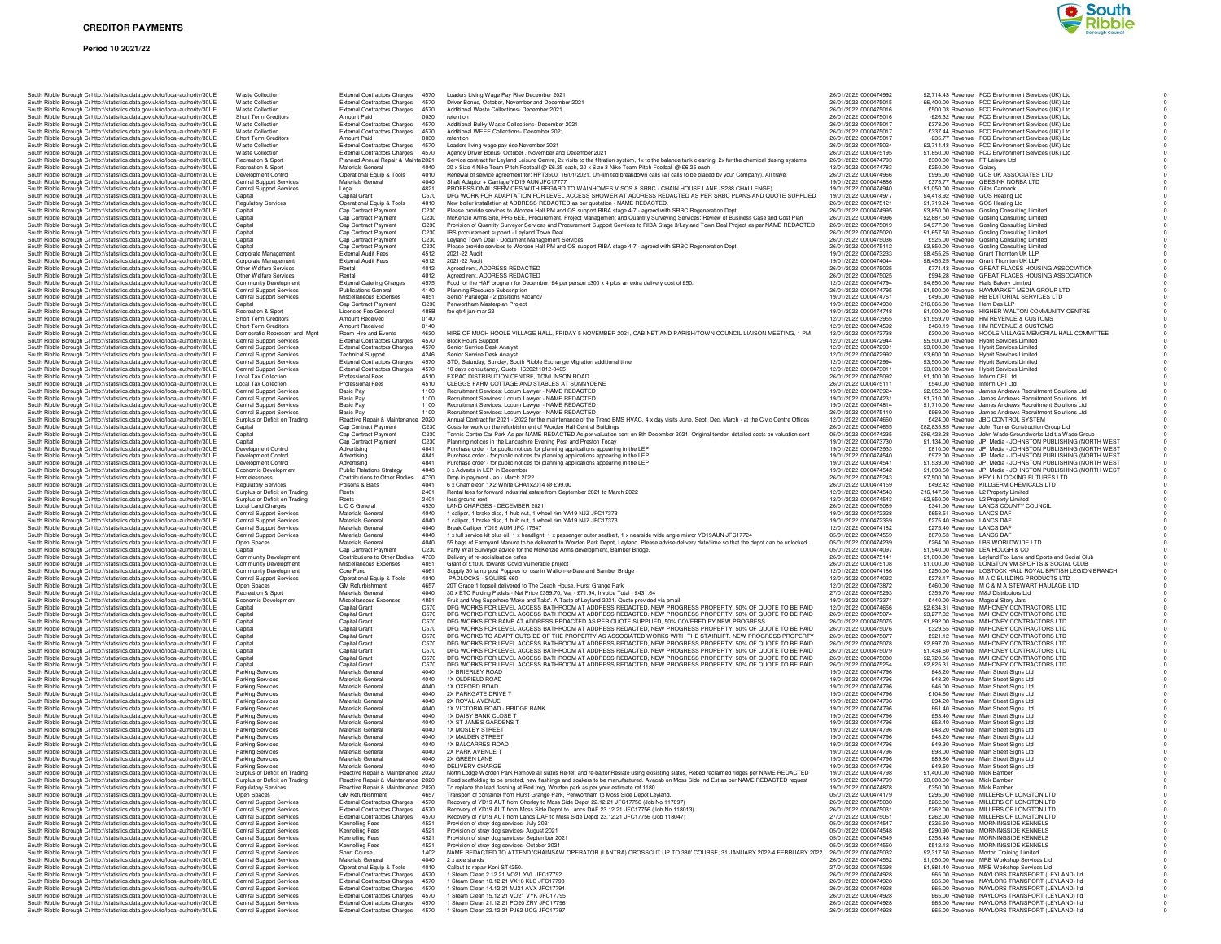# CREDITOR PAYMENTS

**Period 10 2021/22**

| | | | | | | | | | | | |
|---|---|---|---|---|---|---|---|---|---|---|---|
| South Ribble Borough Cc | http://statistics.data.gov.uk/id/local-authority/30UE | Waste Collection | External Contractors Charges | 4570 | Loaders Living Wage Pay Rise December 2021 | 26/01/2022 | 0000474992 | £2,714.43 | Revenue | FCC Environment Services (UK) Ltd | 0 |
| South Ribble Borough Cc | http://statistics.data.gov.uk/id/local-authority/30UE | Waste Collection | External Contractors Charges | 4570 | Driver Bonus, October, November and December 2021 | 26/01/2022 | 0000475015 | £6,400.00 | Revenue | FCC Environment Services (UK) Ltd | 0 |
| South Ribble Borough Cc | http://statistics.data.gov.uk/id/local-authority/30UE | Waste Collection | External Contractors Charges | 4570 | Additional Waste Collections- December 2021 | 26/01/2022 | 0000475016 | £500.03 | Revenue | FCC Environment Services (UK) Ltd | 0 |
| South Ribble Borough Cc | http://statistics.data.gov.uk/id/local-authority/30UE | Short Term Creditors | Amount Paid | 0030 | retention | 26/01/2022 | 0000475016 | -£26.32 | Revenue | FCC Environment Services (UK) Ltd | 0 |
| South Ribble Borough Cc | http://statistics.data.gov.uk/id/local-authority/30UE | Waste Collection | External Contractors Charges | 4570 | Additional Bulky Waste Collections- December 2021 | 26/01/2022 | 0000475017 | £378.00 | Revenue | FCC Environment Services (UK) Ltd | 0 |
| South Ribble Borough Cc | http://statistics.data.gov.uk/id/local-authority/30UE | Waste Collection | External Contractors Charges | 4570 | Additional WEEE Collections- December 2021 | 26/01/2022 | 0000475017 | £337.44 | Revenue | FCC Environment Services (UK) Ltd | 0 |
| South Ribble Borough Cc | http://statistics.data.gov.uk/id/local-authority/30UE | Short Term Creditors | Amount Paid | 0030 | retention | 26/01/2022 | 0000475017 | -£35.77 | Revenue | FCC Environment Services (UK) Ltd | 0 |
| South Ribble Borough Cc | http://statistics.data.gov.uk/id/local-authority/30UE | Waste Collection | External Contractors Charges | 4570 | Loaders living wage pay rise November 2021 | 26/01/2022 | 0000475024 | £2,714.43 | Revenue | FCC Environment Services (UK) Ltd | 0 |
| South Ribble Borough Cc | http://statistics.data.gov.uk/id/local-authority/30UE | Waste Collection | External Contractors Charges | 4570 | Agency Driver Bonus- October , November and December 2021 | 26/01/2022 | 0000475195 | £1,850.00 | Revenue | FCC Environment Services (UK) Ltd | 0 |
| South Ribble Borough Cc | http://statistics.data.gov.uk/id/local-authority/30UE | Recreation & Sport | Planned Annual Repair & Mainte | 2021 | Service contract for Leyland Leisure Centre, 2x visits to the filtration system, 1x to the balance tank cleaning, 2x for the chemical dosing systems | 26/01/2022 | 0000474793 | £300.00 | Revenue | FT Leisure Ltd | 0 |
| South Ribble Borough Cc | http://statistics.data.gov.uk/id/local-authority/30UE | Recreation & Sport | Materials General | 4040 | 20 x Size 4 Nike Team Pitch Football @ £6.25 each, 20 x Size 3 Nike Team Pitch Football @ £6.25 each | 12/01/2022 | 0000474783 | £250.00 | Revenue | Galaxy | 0 |
| South Ribble Borough Cc | http://statistics.data.gov.uk/id/local-authority/30UE | Development Control | Operational Equip & Tools | 4010 | Renewal of service agreement for: HPT3500, 16/01/2021. Un-limited breakdown calls (all calls to be placed by your Company), All travel | 26/01/2022 | 0000474966 | £995.00 | Revenue | GCS UK ASSOCIATES LTD | 0 |
| South Ribble Borough Cc | http://statistics.data.gov.uk/id/local-authority/30UE | Central Support Services | Materials General | 4040 | Shaft Adaptor + Carriage YD19 AUN JFC17777 | 19/01/2022 | 0000474886 | £375.77 | Revenue | GEESINK NORBA LTD | 0 |
| South Ribble Borough Cc | http://statistics.data.gov.uk/id/local-authority/30UE | Central Support Services | Legal | 4821 | PROFESSIONAL SERVICES WITH REGARD TO WAINHOMES V SOS & SRBC - CHAIN HOUSE LANE (S288 CHALLENGE) | 19/01/2022 | 0000474940 | £1,050.00 | Revenue | Giles Cannock | 0 |
| South Ribble Borough Cc | http://statistics.data.gov.uk/id/local-authority/30UE | Capital | Capital Grant | C570 | DFG WORK FOR ADAPTATION FOR LEVEL ACCESS SHOWER AT ADDRESS REDACTED AS PER SRBC PLANS AND QUOTE SUPPLIED | 19/01/2022 | 0000474977 | £4,418.92 | Revenue | GOS Heating Ltd | 0 |
| South Ribble Borough Cc | http://statistics.data.gov.uk/id/local-authority/30UE | Regulatory Services | Operational Equip & Tools | 4010 | New boiler installation at ADDRESS REDACTED as per quotation - NAME REDACTED. | 26/01/2022 | 0000475121 | £1,719.24 | Revenue | GOS Heating Ltd | 0 |
| South Ribble Borough Cc | http://statistics.data.gov.uk/id/local-authority/30UE | Capital | Cap Contract Payment | C230 | Please provide services to Worden Hall PM and QS support RIBA stage 4-7 - agreed with SRBC Regeneration Dept. | 26/01/2022 | 0000474995 | £3,850.00 | Revenue | Gosling Consulting Limited | 0 |
| South Ribble Borough Cc | http://statistics.data.gov.uk/id/local-authority/30UE | Capital | Cap Contract Payment | C230 | McKenzie Arms Site, PR5 6EE, Procurement, Project Management and Quantity Surveying Services: Review of Business Case and Cost Plan | 26/01/2022 | 0000474996 | £2,887.50 | Revenue | Gosling Consulting Limited | 0 |
| South Ribble Borough Cc | http://statistics.data.gov.uk/id/local-authority/30UE | Capital | Cap Contract Payment | C230 | Provision of Quantity Surveyor Services and Procurement Support Services to RIBA Stage 3/Leyland Town Deal Project as per NAME REDACTED | 26/01/2022 | 0000475019 | £4,977.00 | Revenue | Gosling Consulting Limited | 0 |
| South Ribble Borough Cc | http://statistics.data.gov.uk/id/local-authority/30UE | Capital | Cap Contract Payment | C230 | IRS procurement support - Leyland Town Deal | 26/01/2022 | 0000475020 | £1,657.50 | Revenue | Gosling Consulting Limited | 0 |
| South Ribble Borough Cc | http://statistics.data.gov.uk/id/local-authority/30UE | Capital | Cap Contract Payment | C230 | Leyland Town Deal - Document Management Services | 26/01/2022 | 0000475036 | £525.00 | Revenue | Gosling Consulting Limited | 0 |
| South Ribble Borough Cc | http://statistics.data.gov.uk/id/local-authority/30UE | Capital | Cap Contract Payment | C230 | Please provide services to Worden Hall PM and QS support RIBA stage 4-7 - agreed with SRBC Regeneration Dept. | 26/01/2022 | 0000475112 | £3,850.00 | Revenue | Gosling Consulting Limited | 0 |
| South Ribble Borough Cc | http://statistics.data.gov.uk/id/local-authority/30UE | Corporate Management | External Audit Fees | 4512 | 2021-22 Audit | 19/01/2022 | 0000473233 | £8,455.25 | Revenue | Grant Thornton UK LLP | 0 |
| South Ribble Borough Cc | http://statistics.data.gov.uk/id/local-authority/30UE | Corporate Management | External Audit Fees | 4512 | 2021-22 Audit | 19/01/2022 | 0000474044 | £8,455.25 | Revenue | Grant Thornton UK LLP | 0 |
| South Ribble Borough Cc | http://statistics.data.gov.uk/id/local-authority/30UE | Other Welfare Services | Rental | 4012 | Agreed rent, ADDRESS REDACTED | 26/01/2022 | 0000475025 | £771.43 | Revenue | GREAT PLACES HOUSING ASSOCIATION | 0 |
| South Ribble Borough Cc | http://statistics.data.gov.uk/id/local-authority/30UE | Other Welfare Services | Rental | 4012 | Agreed rent, ADDRESS REDACTED | 26/01/2022 | 0000475025 | £994.28 | Revenue | GREAT PLACES HOUSING ASSOCIATION | 0 |
| South Ribble Borough Cc | http://statistics.data.gov.uk/id/local-authority/30UE | Community Development | External Catering Charges | 4575 | Food for the HAF program for December. £4 per person x300 x 4 plus an extra delivery cost of £50. | 12/01/2022 | 0000474794 | £4,850.00 | Revenue | Halls Bakery Limited | 0 |
| South Ribble Borough Cc | http://statistics.data.gov.uk/id/local-authority/30UE | Central Support Services | Publications General | 4140 | Planning Resource Subscription | 26/01/2022 | 0000474795 | £1,500.00 | Revenue | HAYMARKET MEDIA GROUP LTD | 0 |
| South Ribble Borough Cc | http://statistics.data.gov.uk/id/local-authority/30UE | Central Support Services | Miscellaneous Expenses | 4851 | Senior Paralegal - 2 positions vacancy | 19/01/2022 | 0000474761 | £495.00 | Revenue | HB EDITORIAL SERVICES LTD | 0 |
| South Ribble Borough Cc | http://statistics.data.gov.uk/id/local-authority/30UE | Capital | Cap Contract Payment | C230 | Penwortham Masterplan Project | 19/01/2022 | 0000474930 | £16,066.00 | Revenue | Hem Des LLP | 0 |
| South Ribble Borough Cc | http://statistics.data.gov.uk/id/local-authority/30UE | Recreation & Sport | Licences Fee General | 4888 | fee qtr4 jan-mar 22 | 19/01/2022 | 0000474748 | £1,000.00 | Revenue | HIGHER WALTON COMMUNITY CENTRE | 0 |
| South Ribble Borough Cc | http://statistics.data.gov.uk/id/local-authority/30UE | Short Term Creditors | Amount Received | 0140 | | 12/01/2022 | 0000473955 | £1,559.70 | Revenue | HM REVENUE & CUSTOMS | 0 |
| South Ribble Borough Cc | http://statistics.data.gov.uk/id/local-authority/30UE | Short Term Creditors | Amount Received | 0140 | | 12/01/2022 | 0000474592 | £460.19 | Revenue | HM REVENUE & CUSTOMS | 0 |
| South Ribble Borough Cc | http://statistics.data.gov.uk/id/local-authority/30UE | Democratic Represent and Mgnt | Room Hire and Events | 4630 | HIRE OF MUCH HOOLE VILLAGE HALL, FRIDAY 5 NOVEMBER 2021, CABINET AND PARISH/TOWN COUNCIL LIAISON MEETING, 1 PM | 12/01/2022 | 0000473738 | £300.00 | Revenue | HOOLE VILLAGE MEMORIAL HALL COMMITTEE | 0 |
| South Ribble Borough Cc | http://statistics.data.gov.uk/id/local-authority/30UE | Central Support Services | External Contractors Charges | 4570 | Block Hours Support | 12/01/2022 | 0000472944 | £5,500.00 | Revenue | Hybrit Services Limited | 0 |
| South Ribble Borough Cc | http://statistics.data.gov.uk/id/local-authority/30UE | Central Support Services | External Contractors Charges | 4570 | Senior Service Desk Analyst | 12/01/2022 | 0000472991 | £3,000.00 | Revenue | Hybrit Services Limited | 0 |
| South Ribble Borough Cc | http://statistics.data.gov.uk/id/local-authority/30UE | Central Support Services | Technical Support | 4246 | Senior Service Desk Analyst | 12/01/2022 | 0000472992 | £3,600.00 | Revenue | Hybrit Services Limited | 0 |
| South Ribble Borough Cc | http://statistics.data.gov.uk/id/local-authority/30UE | Central Support Services | External Contractors Charges | 4570 | STD, Saturday, Sunday, South Ribble Exchange Migration additional time | 12/01/2022 | 0000472994 | £3,500.00 | Revenue | Hybrit Services Limited | 0 |
| South Ribble Borough Cc | http://statistics.data.gov.uk/id/local-authority/30UE | Central Support Services | External Contractors Charges | 4570 | 10 days consultancy, Quote HS20211012-0405 | 12/01/2022 | 0000473011 | £3,000.00 | Revenue | Hybrit Services Limited | 0 |
| South Ribble Borough Cc | http://statistics.data.gov.uk/id/local-authority/30UE | Local Tax Collection | Professional Fees | 4510 | EXPAC DISTRIBUTION CENTRE, TOMLINSON ROAD | 26/01/2022 | 0000475092 | £1,100.00 | Revenue | Inform CPI Ltd | 0 |
| South Ribble Borough Cc | http://statistics.data.gov.uk/id/local-authority/30UE | Local Tax Collection | Professional Fees | 4510 | CLEGGS FARM COTTAGE AND STABLES AT SUNNYDENE | 26/01/2022 | 0000475111 | £540.00 | Revenue | Inform CPI Ltd | 0 |
| South Ribble Borough Cc | http://statistics.data.gov.uk/id/local-authority/30UE | Central Support Services | Basic Pay | 1100 | Recruitment Services: Locum Lawyer - NAME REDACTED | 19/01/2022 | 0000473924 | £2,052.00 | Revenue | James Andrews Recruitment Solutions Ltd | 0 |
| South Ribble Borough Cc | http://statistics.data.gov.uk/id/local-authority/30UE | Central Support Services | Basic Pay | 1100 | Recruitment Services: Locum Lawyer - NAME REDACTED | 19/01/2022 | 0000474231 | £1,710.00 | Revenue | James Andrews Recruitment Solutions Ltd | 0 |
| South Ribble Borough Cc | http://statistics.data.gov.uk/id/local-authority/30UE | Central Support Services | Basic Pay | 1100 | Recruitment Services: Locum Lawyer - NAME REDACTED | 19/01/2022 | 0000474814 | £1,710.00 | Revenue | James Andrews Recruitment Solutions Ltd | 0 |
| South Ribble Borough Cc | http://statistics.data.gov.uk/id/local-authority/30UE | Central Support Services | Basic Pay | 1100 | Recruitment Services: Locum Lawyer - NAME REDACTED | 26/01/2022 | 0000475110 | £969.00 | Revenue | James Andrews Recruitment Solutions Ltd | 0 |
| South Ribble Borough Cc | http://statistics.data.gov.uk/id/local-authority/30UE | Surplus or Deficit on Trading | Reactive Repair & Maintenance | 2020 | Annual Contract for 2021 - 2022 for the maintenance of the Trend BMS HVAC, 4 x day visits June, Sept, Dec, March - at the Civic Centre Offices | 12/01/2022 | 0000474660 | £424.00 | Revenue | JBC CONTROL SYSTEM | 0 |
| South Ribble Borough Cc | http://statistics.data.gov.uk/id/local-authority/30UE | Capital | Cap Contract Payment | C230 | Costs for work on the refurbishment of Worden Hall Central Buildings | 26/01/2022 | 0000474655 | £82,835.85 | Revenue | John Turner Construction Group Ltd | 0 |
| South Ribble Borough Cc | http://statistics.data.gov.uk/id/local-authority/30UE | Capital | Cap Contract Payment | C230 | Tennis Centre Car Park As per NAME REDACTED As per valuation sent on 8th December 2021. Original tender, detailed costs on valuation sent | 05/01/2022 | 0000474235 | £86,423.28 | Revenue | John Wade Groundworks Ltd t/a Wade Group | 0 |
| South Ribble Borough Cc | http://statistics.data.gov.uk/id/local-authority/30UE | Capital | Cap Contract Payment | C230 | Planning notices in the Lancashire Evening Post and Preston Today | 19/01/2022 | 0000473730 | £1,134.00 | Revenue | JPI Media - JOHNSTON PUBLISHING (NORTH WEST | 0 |
| South Ribble Borough Cc | http://statistics.data.gov.uk/id/local-authority/30UE | Development Control | Advertising | 4841 | Purchase order - for public notices for planning applications appearing in the LEP | 19/01/2022 | 0000473933 | £810.00 | Revenue | JPI Media - JOHNSTON PUBLISHING (NORTH WEST | 0 |
| South Ribble Borough Cc | http://statistics.data.gov.uk/id/local-authority/30UE | Development Control | Advertising | 4841 | Purchase order - for public notices for planning applications appearing in the LEP | 19/01/2022 | 0000474540 | £972.00 | Revenue | JPI Media - JOHNSTON PUBLISHING (NORTH WEST | 0 |
| South Ribble Borough Cc | http://statistics.data.gov.uk/id/local-authority/30UE | Development Control | Advertising | 4841 | Purchase order - for public notices for planning applications appearing in the LEP | 19/01/2022 | 0000474541 | £1,539.00 | Revenue | JPI Media - JOHNSTON PUBLISHING (NORTH WEST | 0 |
| South Ribble Borough Cc | http://statistics.data.gov.uk/id/local-authority/30UE | Economic Development | Public Relations Strategy | 4848 | 3 x Adverts in LEP in December | 19/01/2022 | 0000474542 | £1,098.50 | Revenue | JPI Media - JOHNSTON PUBLISHING (NORTH WEST | 0 |
| South Ribble Borough Cc | http://statistics.data.gov.uk/id/local-authority/30UE | Homelessness | Contributions to Other Bodies | 4730 | Drop in payment Jan - March 2022 | 26/01/2022 | 0000475243 | £7,500.00 | Revenue | KEY UNLOCKING FUTURES LTD | 0 |
| South Ribble Borough Cc | http://statistics.data.gov.uk/id/local-authority/30UE | Regulatory Services | Poisons & Baits | 4041 | 6 x Chameleon 1X2 White CHA1x2014 @ £99.00 | 26/01/2022 | 0000474159 | £492.42 | Revenue | KILLGERM CHEMICALS LTD | 0 |
| South Ribble Borough Cc | http://statistics.data.gov.uk/id/local-authority/30UE | Surplus or Deficit on Trading | Rents | 2401 | Rental fees for forward industrial estate from September 2021 to March 2022 | 12/01/2022 | 0000474543 | £16,147.50 | Revenue | L2 Property Limited | 0 |
| South Ribble Borough Cc | http://statistics.data.gov.uk/id/local-authority/30UE | Surplus or Deficit on Trading | Rents | 2401 | less ground rent | 12/01/2022 | 0000474543 | -£2,850.00 | Revenue | L2 Property Limited | 0 |
| South Ribble Borough Cc | http://statistics.data.gov.uk/id/local-authority/30UE | Local Land Charges | L C C General | 4530 | LAND CHARGES - DECEMBER 2021 | 26/01/2022 | 0000475089 | £341.00 | Revenue | LANCS COUNTY COUNCIL | 0 |
| South Ribble Borough Cc | http://statistics.data.gov.uk/id/local-authority/30UE | Central Support Services | Materials General | 4040 | 1 caliper, 1 brake disc, 1 hub nut, 1 wheel rim YA19 NJZ JFC17373 | 19/01/2022 | 0000472328 | £658.51 | Revenue | LANCS DAF | 0 |
| South Ribble Borough Cc | http://statistics.data.gov.uk/id/local-authority/30UE | Central Support Services | Materials General | 4040 | 1 caliper, 1 brake disc, 1 hub nut, 1 wheel rim YA19 NJZ JFC17373 | 19/01/2022 | 0000472369 | £275.40 | Revenue | LANCS DAF | 0 |
| South Ribble Borough Cc | http://statistics.data.gov.uk/id/local-authority/30UE | Central Support Services | Materials General | 4040 | Break Calliper YD19 AUN JFC 17547 | 12/01/2022 | 0000474182 | £275.40 | Revenue | LANCS DAF | 0 |
| South Ribble Borough Cc | http://statistics.data.gov.uk/id/local-authority/30UE | Central Support Services | Materials General | 4040 | 1 x full service kit plus oil, 1 x headlight, 1 x passenger outer seatbelt, 1 x nearside wide angle mirror YD19AUN JFC17724 | 05/01/2022 | 0000474559 | £870.53 | Revenue | LANCS DAF | 0 |
| South Ribble Borough Cc | http://statistics.data.gov.uk/id/local-authority/30UE | Open Spaces | Materials General | 4040 | 55 bags of Farmyard Manure to be delivered to Worden Park Depot, Leyland. Please advise delivery date/time so that the depot can be unlocked. | 05/01/2022 | 0000474239 | £264.00 | Revenue | LBS WORLDWIDE LTD | 0 |
| South Ribble Borough Cc | http://statistics.data.gov.uk/id/local-authority/30UE | Capital | Cap Contract Payment | C230 | Party Wall Surveyor advice for the McKenzie Arms development, Bamber Bridge. | 05/01/2022 | 0000474097 | £1,940.00 | Revenue | LEA HOUGH & CO | 0 |
| South Ribble Borough Cc | http://statistics.data.gov.uk/id/local-authority/30UE | Community Development | Contributions to Other Bodies | 4730 | Delivery of re-socialisation cafes | 26/01/2022 | 0000475141 | £1,000.00 | Revenue | Leyland Fox Lane and Sports and Social Club | 0 |
| South Ribble Borough Cc | http://statistics.data.gov.uk/id/local-authority/30UE | Community Development | Miscellaneous Expenses | 4851 | Grant of £1000 towards Covid Vulnerable project | 26/01/2022 | 0000475108 | £1,000.00 | Revenue | LONGTON VM SPORTS & SOCIAL CLUB | 0 |
| South Ribble Borough Cc | http://statistics.data.gov.uk/id/local-authority/30UE | Community Development | Core Fund | 4861 | Supply 30 lamp post Poppies for use in Walton-le-Dale and Bamber Bridge | 12/01/2022 | 0000474186 | £250.00 | Revenue | LOSTOCK HALL ROYAL BRITISH LEGION BRANCH | 0 |
| South Ribble Borough Cc | http://statistics.data.gov.uk/id/local-authority/30UE | Central Support Services | Operational Equip & Tools | 4010 | PADLOCKS - SQUIRE 660 | 12/01/2022 | 0000474032 | £273.17 | Revenue | M A C BUILDING PRODUCTS LTD | 0 |
| South Ribble Borough Cc | http://statistics.data.gov.uk/id/local-authority/30UE | Open Spaces | GM Refurbishment | 4657 | 20T Grade 1 topsoil delivered to The Coach House, Hurst Grange Park | 12/01/2022 | 0000473872 | £460.00 | Revenue | M C & M A STEWART HAULAGE LTD | 0 |
| South Ribble Borough Cc | http://statistics.data.gov.uk/id/local-authority/30UE | Recreation & Sport | Materials General | 4040 | 30 x ETC Folding Pedals - Net Price £359.70, Vat - £71.94, Invoice Total - £431.64 | 27/01/2022 | 0000475293 | £359.70 | Revenue | M&J Distributors Ltd | 0 |
| South Ribble Borough Cc | http://statistics.data.gov.uk/id/local-authority/30UE | Economic Development | Miscellaneous Expenses | 4851 | Fruit and Veg Superhero 'Make and Take'. A Taste of Leyland 2021. Quote provided via email. | 19/01/2022 | 0000473371 | £440.00 | Revenue | Magical Story Jars | 0 |
| South Ribble Borough Cc | http://statistics.data.gov.uk/id/local-authority/30UE | Capital | Capital Grant | C570 | DFG WORKS FOR LEVEL ACCESS BATHROOM AT ADDRESS REDACTED, NEW PROGRESS PROPERTY, 50% OF QUOTE TO BE PAID | 12/01/2022 | 0000474656 | £2,634.31 | Revenue | MAHONEY CONTRACTORS LTD | 0 |
| South Ribble Borough Cc | http://statistics.data.gov.uk/id/local-authority/30UE | Capital | Capital Grant | C570 | DFG WORKS FOR LEVEL ACCESS BATHROOM AT ADDRESS REDACTED, NEW PROGRESS PROPERTY, 50% OF QUOTE TO BE PAID | 26/01/2022 | 0000475074 | £3,277.02 | Revenue | MAHONEY CONTRACTORS LTD | 0 |
| South Ribble Borough Cc | http://statistics.data.gov.uk/id/local-authority/30UE | Capital | Capital Grant | C570 | DFG WORKS FOR RAMP AT ADDRESS REDACTED AS PER QUOTE SUPPLIED, 50% COVERED BY NEW PROGRESS | 26/01/2022 | 0000475075 | £1,892.00 | Revenue | MAHONEY CONTRACTORS LTD | 0 |
| South Ribble Borough Cc | http://statistics.data.gov.uk/id/local-authority/30UE | Capital | Capital Grant | C570 | DFG WORKS FOR LEVEL ACCESS BATHROOM AT ADDRESS REDACTED, NEW PROGRESS PROPERTY, 50% OF QUOTE TO BE PAID | 26/01/2022 | 0000475076 | £329.55 | Revenue | MAHONEY CONTRACTORS LTD | 0 |
| South Ribble Borough Cc | http://statistics.data.gov.uk/id/local-authority/30UE | Capital | Capital Grant | C570 | DFG WORKS TO ADAPT OUTSIDE OF THE PROPERTY AS ASSOCIATED WORKS WITH THE STAIRLIFT, NEW PROGRESS PROPERTY | 26/01/2022 | 0000475077 | £921.12 | Revenue | MAHONEY CONTRACTORS LTD | 0 |
| South Ribble Borough Cc | http://statistics.data.gov.uk/id/local-authority/30UE | Capital | Capital Grant | C570 | DFG WORKS FOR LEVEL ACCESS BATHROOM AT ADDRESS REDACTED, NEW PROGRESS PROPERTY, 50% OF QUOTE TO BE PAID | 26/01/2022 | 0000475078 | £2,897.70 | Revenue | MAHONEY CONTRACTORS LTD | 0 |
| South Ribble Borough Cc | http://statistics.data.gov.uk/id/local-authority/30UE | Capital | Capital Grant | C570 | DFG WORKS FOR LEVEL ACCESS BATHROOM AT ADDRESS REDACTED, NEW PROGRESS PROPERTY, 50% OF QUOTE TO BE PAID | 26/01/2022 | 0000475079 | £1,434.66 | Revenue | MAHONEY CONTRACTORS LTD | 0 |
| South Ribble Borough Cc | http://statistics.data.gov.uk/id/local-authority/30UE | Capital | Capital Grant | C570 | DFG WORKS FOR LEVEL ACCESS BATHROOM AT ADDRESS REDACTED, NEW PROGRESS PROPERTY, 50% OF QUOTE TO BE PAID | 26/01/2022 | 0000475080 | £2,720.56 | Revenue | MAHONEY CONTRACTORS LTD | 0 |
| South Ribble Borough Cc | http://statistics.data.gov.uk/id/local-authority/30UE | Capital | Capital Grant | C570 | DFG WORKS FOR LEVEL ACCESS BATHROOM AT ADDRESS REDACTED, NEW PROGRESS PROPERTY, 50% OF QUOTE TO BE PAID | 26/01/2022 | 0000475254 | £2,825.31 | Revenue | MAHONEY CONTRACTORS LTD | 0 |
| South Ribble Borough Cc | http://statistics.data.gov.uk/id/local-authority/30UE | Parking Services | Materials General | 4040 | 1X BRIERLEY ROAD | 19/01/2022 | 0000474796 | £48.20 | Revenue | Main Street Signs Ltd | 0 |
| South Ribble Borough Cc | http://statistics.data.gov.uk/id/local-authority/30UE | Parking Services | Materials General | 4040 | 1X OLDFIELD ROAD | 19/01/2022 | 0000474796 | £48.20 | Revenue | Main Street Signs Ltd | 0 |
| South Ribble Borough Cc | http://statistics.data.gov.uk/id/local-authority/30UE | Parking Services | Materials General | 4040 | 1X OXFORD ROAD | 19/01/2022 | 0000474796 | £46.00 | Revenue | Main Street Signs Ltd | 0 |
| South Ribble Borough Cc | http://statistics.data.gov.uk/id/local-authority/30UE | Parking Services | Materials General | 4040 | 2X PARKGATE DRIVE T | 19/01/2022 | 0000474796 | £104.60 | Revenue | Main Street Signs Ltd | 0 |
| South Ribble Borough Cc | http://statistics.data.gov.uk/id/local-authority/30UE | Parking Services | Materials General | 4040 | 2X ROYAL AVENUE | 19/01/2022 | 0000474796 | £94.20 | Revenue | Main Street Signs Ltd | 0 |
| South Ribble Borough Cc | http://statistics.data.gov.uk/id/local-authority/30UE | Parking Services | Materials General | 4040 | 1X VICTORIA ROAD - BRIDGE BANK | 19/01/2022 | 0000474796 | £61.40 | Revenue | Main Street Signs Ltd | 0 |
| South Ribble Borough Cc | http://statistics.data.gov.uk/id/local-authority/30UE | Parking Services | Materials General | 4040 | 1X DAISY BANK CLOSE T | 19/01/2022 | 0000474796 | £53.40 | Revenue | Main Street Signs Ltd | 0 |
| South Ribble Borough Cc | http://statistics.data.gov.uk/id/local-authority/30UE | Parking Services | Materials General | 4040 | 1X ST JAMES GARDENS T | 19/01/2022 | 0000474796 | £53.40 | Revenue | Main Street Signs Ltd | 0 |
| South Ribble Borough Cc | http://statistics.data.gov.uk/id/local-authority/30UE | Parking Services | Materials General | 4040 | 1X MOSLEY STREET | 19/01/2022 | 0000474796 | £48.20 | Revenue | Main Street Signs Ltd | 0 |
| South Ribble Borough Cc | http://statistics.data.gov.uk/id/local-authority/30UE | Parking Services | Materials General | 4040 | 1X MALDEN STREET | 19/01/2022 | 0000474796 | £48.20 | Revenue | Main Street Signs Ltd | 0 |
| South Ribble Borough Cc | http://statistics.data.gov.uk/id/local-authority/30UE | Parking Services | Materials General | 4040 | 1X BALCARRES ROAD | 19/01/2022 | 0000474796 | £49.30 | Revenue | Main Street Signs Ltd | 0 |
| South Ribble Borough Cc | http://statistics.data.gov.uk/id/local-authority/30UE | Parking Services | Materials General | 4040 | 2X PARK AVENUE T | 19/01/2022 | 0000474796 | £98.00 | Revenue | Main Street Signs Ltd | 0 |
| South Ribble Borough Cc | http://statistics.data.gov.uk/id/local-authority/30UE | Parking Services | Materials General | 4040 | 2X GREEN LANE | 19/01/2022 | 0000474796 | £89.80 | Revenue | Main Street Signs Ltd | 0 |
| South Ribble Borough Cc | http://statistics.data.gov.uk/id/local-authority/30UE | Parking Services | Materials General | 4040 | DELIVERY CHARGE | 19/01/2022 | 0000474796 | £49.50 | Revenue | Main Street Signs Ltd | 0 |
| South Ribble Borough Cc | http://statistics.data.gov.uk/id/local-authority/30UE | Surplus or Deficit on Trading | Reactive Repair & Maintenance | 2020 | North Lodge Worden Park Remove all slates Re-felt and re-battonReslate using exisisting slates, Rebed reclaimed ridges per NAME REDACTED | 19/01/2022 | 0000474798 | £1,400.00 | Revenue | Mick Bamber | 0 |
| South Ribble Borough Cc | http://statistics.data.gov.uk/id/local-authority/30UE | Surplus or Deficit on Trading | Reactive Repair & Maintenance | 2020 | Fixed scaffolding to be erected, new flashings and soakers to be manufactured. Avacab on Moss Side Ind Est as per NAME REDACTED request | 19/01/2022 | 0000474799 | £3,800.00 | Revenue | Mick Bamber | 0 |
| South Ribble Borough Cc | http://statistics.data.gov.uk/id/local-authority/30UE | Regulatory Services | Reactive Repair & Maintenance | 2020 | To replace the lead flashing at Red frog, Worden park as per your estimate ref 1180 | 19/01/2022 | 0000474878 | £350.00 | Revenue | Mick Bamber | 0 |
| South Ribble Borough Cc | http://statistics.data.gov.uk/id/local-authority/30UE | Open Spaces | GM Refurbishment | 4657 | Transport of container from Hurst Grange Park, Penwortham to Moss Side Depot Leyland. | 05/01/2022 | 0000474179 | £295.00 | Revenue | MILLERS OF LONGTON LTD | 0 |
| South Ribble Borough Cc | http://statistics.data.gov.uk/id/local-authority/30UE | Central Support Services | External Contractors Charges | 4570 | Recovery of YD19 AUT from Chorley to Moss Side Depot 22.12.21 JFC17756 (Job No 117897) | 26/01/2022 | 0000475030 | £262.00 | Revenue | MILLERS OF LONGTON LTD | 0 |
| South Ribble Borough Cc | http://statistics.data.gov.uk/id/local-authority/30UE | Central Support Services | External Contractors Charges | 4570 | Recovery of YD19 AUT from Moss Side Depot to Lancs DAF 23.12.21 JFC17756 (Job No 118013) | 26/01/2022 | 0000475031 | £262.00 | Revenue | MILLERS OF LONGTON LTD | 0 |
| South Ribble Borough Cc | http://statistics.data.gov.uk/id/local-authority/30UE | Central Support Services | External Contractors Charges | 4570 | Recovery of YD19 AUT from Lancs DAF to Moss Side Depot 23.12.21 JFC17756 (Job 118047) | 27/01/2022 | 0000475051 | £262.00 | Revenue | MILLERS OF LONGTON LTD | 0 |
| South Ribble Borough Cc | http://statistics.data.gov.uk/id/local-authority/30UE | Central Support Services | Kennelling Fees | 4521 | Provision of stray dog services- July 2021 | 05/01/2022 | 0000474547 | £325.50 | Revenue | MORNINGSIDE KENNELS | 0 |
| South Ribble Borough Cc | http://statistics.data.gov.uk/id/local-authority/30UE | Central Support Services | Kennelling Fees | 4521 | Provision of stray dog services- August 2021 | 05/01/2022 | 0000474548 | £290.90 | Revenue | MORNINGSIDE KENNELS | 0 |
| South Ribble Borough Cc | http://statistics.data.gov.uk/id/local-authority/30UE | Central Support Services | Kennelling Fees | 4521 | Provision of stray dog services- September 2021 | 05/01/2022 | 0000474549 | £358.48 | Revenue | MORNINGSIDE KENNELS | 0 |
| South Ribble Borough Cc | http://statistics.data.gov.uk/id/local-authority/30UE | Central Support Services | Kennelling Fees | 4521 | Provision of stray dog services- October 2021 | 05/01/2022 | 0000474550 | £512.12 | Revenue | MORNINGSIDE KENNELS | 0 |
| South Ribble Borough Cc | http://statistics.data.gov.uk/id/local-authority/30UE | Central Support Services | Short Course | 1402 | NAME REDACTED TO ATTEND 'CHAINSAW OPERATOR (LANTRA) CROSSCUT UP TO 380' COURSE, 31 JANUARY 2022-4 FEBRUARY 2022 | 26/01/2022 | 0000475032 | £2,317.50 | Revenue | Morton Training Limited | 0 |
| South Ribble Borough Cc | http://statistics.data.gov.uk/id/local-authority/30UE | Central Support Services | Materials General | 4040 | 2 x axle stands | 26/01/2022 | 0000474552 | £1,050.00 | Revenue | MRB Workshop Services Ltd | 0 |
| South Ribble Borough Cc | http://statistics.data.gov.uk/id/local-authority/30UE | Central Support Services | Operational Equip & Tools | 4010 | Callout to repair Koni ST4250. | 27/01/2022 | 0000475298 | £1,881.40 | Revenue | MRB Workshop Services Ltd | 0 |
| South Ribble Borough Cc | http://statistics.data.gov.uk/id/local-authority/30UE | Central Support Services | External Contractors Charges | 4570 | 1 Steam Clean 2.12.21 VO21 YVL JFC17792 | 26/01/2022 | 0000474928 | £65.00 | Revenue | NAYLORS TRANSPORT (LEYLAND) ltd | 0 |
| South Ribble Borough Cc | http://statistics.data.gov.uk/id/local-authority/30UE | Central Support Services | External Contractors Charges | 4570 | 1 Steam Clean 10.12.21 VX18 KLC JFC17793 | 26/01/2022 | 0000474928 | £65.00 | Revenue | NAYLORS TRANSPORT (LEYLAND) ltd | 0 |
| South Ribble Borough Cc | http://statistics.data.gov.uk/id/local-authority/30UE | Central Support Services | External Contractors Charges | 4570 | 1 Steam Clean 14.12.21 MJ21 AVX JFC17794 | 26/01/2022 | 0000474928 | £65.00 | Revenue | NAYLORS TRANSPORT (LEYLAND) ltd | 0 |
| South Ribble Borough Cc | http://statistics.data.gov.uk/id/local-authority/30UE | Central Support Services | External Contractors Charges | 4570 | 1 Steam Clean 15.12.21 VO21 VYK JFC17795 | 26/01/2022 | 0000474928 | £65.00 | Revenue | NAYLORS TRANSPORT (LEYLAND) ltd | 0 |
| South Ribble Borough Cc | http://statistics.data.gov.uk/id/local-authority/30UE | Central Support Services | External Contractors Charges | 4570 | 1 Steam Clean 21.12.21 PO20 ZRV JFC17796 | 26/01/2022 | 0000474928 | £65.00 | Revenue | NAYLORS TRANSPORT (LEYLAND) ltd | 0 |
| South Ribble Borough Cc | http://statistics.data.gov.uk/id/local-authority/30UE | Central Support Services | External Contractors Charges | 4570 | 1 Steam Clean 22.12.21 PJ62 UCG JFC17797 | 26/01/2022 | 0000474928 | £65.00 | Revenue | NAYLORS TRANSPORT (LEYLAND) ltd | 0 |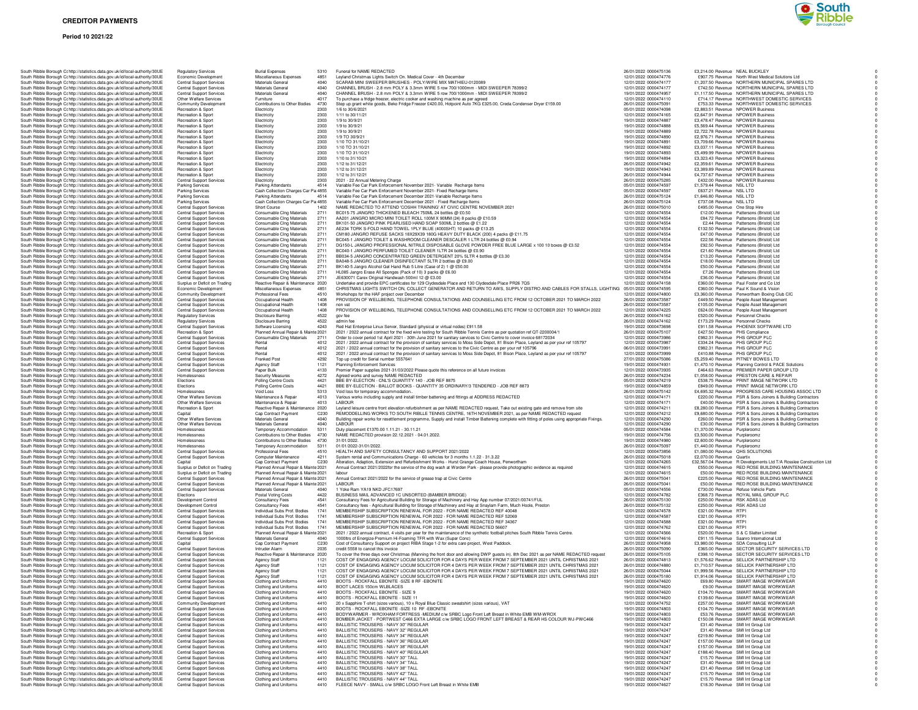# CREDITOR PAYMENTS

**Period 10 2021/22**

| | | | | | | | | | | | |
|---|---|---|---|---|---|---|---|---|---|---|---|
| South Ribble Borough Co | http://statistics.data.gov.uk/id/local-authority/30UE | Regulatory Services | Burial Expenses | 5310 | Funeral for NAME REDACTED | 26/01/2022 | 0000475136 | £3,214.00 | Revenue | NEAL BUCKLEY | 0 |
| South Ribble Borough Co | http://statistics.data.gov.uk/id/local-authority/30UE | Economic Development | Miscellaneous Expenses | 4851 | Leyland Christmas Lights Switch On. Medical Cover - 4th December | 12/01/2022 | 0000474776 | £907.75 | Revenue | North West Medical Solutions Ltd | 0 |
| South Ribble Borough Co | http://statistics.data.gov.uk/id/local-authority/30UE | Central Support Services | Materials General | 4040 | SCARAB MINI SWEEPER BRUSHES - POLY/WIRE MIX MATHIEU-0120089 | 12/01/2022 | 0000474177 | £1,207.50 | Revenue | NORTHERN MUNICIPAL SPARES LTD | 0 |
| South Ribble Borough Co | http://statistics.data.gov.uk/id/local-authority/30UE | Central Support Services | Materials General | 4040 | CHANNEL BRUSH - 2.8 mm POLY & 3.3mm WIRE 5 row 700/1000mm - MIDI SWEEPER 78399/2 | 12/01/2022 | 0000474177 | £742.50 | Revenue | NORTHERN MUNICIPAL SPARES LTD | 0 |
| South Ribble Borough Co | http://statistics.data.gov.uk/id/local-authority/30UE | Central Support Services | Materials General | 4040 | CHANNEL BRUSH - 2.8 mm POLY & 3.3mm WIRE 5 row 700/1000mm - MIDI SWEEPER 78399/2 | 19/01/2022 | 0000474957 | £1,117.50 | Revenue | NORTHERN MUNICIPAL SPARES LTD | 0 |
| South Ribble Borough Co | http://statistics.data.gov.uk/id/local-authority/30UE | Other Welfare Services | Furniture | 4017 | To purchase a fridge freezer, electric cooker and washing machine as per agreed | 12/01/2022 | 0000474110 | £714.17 | Revenue | NORTHWEST DOMESTIC SERVICES | 0 |
| South Ribble Borough Co | http://statistics.data.gov.uk/id/local-authority/30UE | Community Development | Contributions to Other Bodies | 4730 | Step up grant white goods, Beko Fridge Freezer £420.00, Hotpoint Auto 7KG £325.00, Creda Condenser Dryer £159.00 | 26/01/2022 | 0000475091 | £753.33 | Revenue | NORTHWEST DOMESTIC SERVICES | 0 |
| South Ribble Borough Co | http://statistics.data.gov.uk/id/local-authority/30UE | Recreation & Sport | Electricity | 2303 | 1/6 to 30/6/2021 | 05/01/2022 | 0000474098 | £2,883.51 | Revenue | NPOWER Business | 0 |
| South Ribble Borough Co | http://statistics.data.gov.uk/id/local-authority/30UE | Recreation & Sport | Electricity | 2303 | 1/11 to 30/11/21 | 12/01/2022 | 0000474165 | £2,647.91 | Revenue | NPOWER Business | 0 |
| South Ribble Borough Co | http://statistics.data.gov.uk/id/local-authority/30UE | Recreation & Sport | Electricity | 2303 | 1/9 to 30/9/21 | 19/01/2022 | 0000474887 | £3,478.47 | Revenue | NPOWER Business | 0 |
| South Ribble Borough Co | http://statistics.data.gov.uk/id/local-authority/30UE | Recreation & Sport | Electricity | 2303 | 1/9 to 30/9/21 | 19/01/2022 | 0000474888 | £5,569.44 | Revenue | NPOWER Business | 0 |
| South Ribble Borough Co | http://statistics.data.gov.uk/id/local-authority/30UE | Recreation & Sport | Electricity | 2303 | 1/9 to 30/9/21 | 19/01/2022 | 0000474889 | £2,722.78 | Revenue | NPOWER Business | 0 |
| South Ribble Borough Co | http://statistics.data.gov.uk/id/local-authority/30UE | Recreation & Sport | Electricity | 2303 | 1/9 TO 30/9/21 | 19/01/2022 | 0000474890 | £2,976.71 | Revenue | NPOWER Business | 0 |
| South Ribble Borough Co | http://statistics.data.gov.uk/id/local-authority/30UE | Recreation & Sport | Electricity | 2303 | 1/10 TO 31/10/21 | 19/01/2022 | 0000474891 | £3,709.66 | Revenue | NPOWER Business | 0 |
| South Ribble Borough Co | http://statistics.data.gov.uk/id/local-authority/30UE | Recreation & Sport | Electricity | 2303 | 1/10 TO 31/10/21 | 19/01/2022 | 0000474892 | £3,037.11 | Revenue | NPOWER Business | 0 |
| South Ribble Borough Co | http://statistics.data.gov.uk/id/local-authority/30UE | Recreation & Sport | Electricity | 2303 | 1/10 TO 31/10/21 | 19/01/2022 | 0000474893 | £5,499.99 | Revenue | NPOWER Business | 0 |
| South Ribble Borough Co | http://statistics.data.gov.uk/id/local-authority/30UE | Recreation & Sport | Electricity | 2303 | 1/10 to 31/10/21 | 19/01/2022 | 0000474894 | £3,323.43 | Revenue | NPOWER Business | 0 |
| South Ribble Borough Co | http://statistics.data.gov.uk/id/local-authority/30UE | Recreation & Sport | Electricity | 2303 | 1/12 to 31/12/21 | 26/01/2022 | 0000474942 | £2,359.61 | Revenue | NPOWER Business | 0 |
| South Ribble Borough Co | http://statistics.data.gov.uk/id/local-authority/30UE | Recreation & Sport | Electricity | 2303 | 1/12 to 31/12/21 | 19/01/2022 | 0000474943 | £3,389.89 | Revenue | NPOWER Business | 0 |
| South Ribble Borough Co | http://statistics.data.gov.uk/id/local-authority/30UE | Recreation & Sport | Electricity | 2303 | 1/12 to 31/12/21 | 26/01/2022 | 0000474944 | £4,737.67 | Revenue | NPOWER Business | 0 |
| South Ribble Borough Co | http://statistics.data.gov.uk/id/local-authority/30UE | Central Support Services | Electricity | 2303 | 2021 - 22 Annual Metering Charge | 26/01/2022 | 0000475285 | £432.00 | Revenue | NPOWER Business | 0 |
| South Ribble Borough Co | http://statistics.data.gov.uk/id/local-authority/30UE | Parking Services | Parking Attendants | 4514 | Variable Fee Car Park Enforcement November 2021- Variable Recharge Items | 05/01/2022 | 0000474597 | £1,579.44 | Revenue | NSL LTD | 0 |
| South Ribble Borough Co | http://statistics.data.gov.uk/id/local-authority/30UE | Parking Services | Cash Collection Charges Car Pa | 4855 | Variable Fee Car Park Enforcement November 2021- Fixed Recharge Items | 05/01/2022 | 0000474597 | £637.21 | Revenue | NSL LTD | 0 |
| South Ribble Borough Co | http://statistics.data.gov.uk/id/local-authority/30UE | Parking Services | Parking Attendants | 4514 | Variable Fee Car Park Enforcement December 2021-Variable Recharge Items | 26/01/2022 | 0000475124 | £1,646.80 | Revenue | NSL LTD | 0 |
| South Ribble Borough Co | http://statistics.data.gov.uk/id/local-authority/30UE | Parking Services | Cash Collection Charges Car Pa | 4855 | Variable Fee Car Park Enforcement December 2021 - Fixed Recharge Items | 26/01/2022 | 0000475124 | £737.08 | Revenue | NSL LTD | 0 |
| South Ribble Borough Co | http://statistics.data.gov.uk/id/local-authority/30UE | Central Support Services | Short Course | 1402 | NAME REDACTED TO ATTEND 'COSHH TRAINING' AT CIVIC CENTRE NOVEMBER 2021 | 26/01/2022 | 0000475010 | £495.00 | Revenue | One Stop Hire | 0 |
| South Ribble Borough Co | http://statistics.data.gov.uk/id/local-authority/30UE | Central Support Services | Consumable Clng Materials | 2711 | BC015-75 JANGRO THICKENED BLEACH 750ML 24 bottles @ £0.50 | 12/01/2022 | 0000474554 | £12.00 | Revenue | Pattersons (Bristol) Ltd | 0 |
| South Ribble Borough Co | http://statistics.data.gov.uk/id/local-authority/30UE | Central Support Services | Consumable Clng Materials | 2711 | AA201 JANGRO MICRO MINI TOILET ROLL 100M X 90MM (24) 8 packs @ £10.59 | 12/01/2022 | 0000474554 | £84.72 | Revenue | Pattersons (Bristol) Ltd | 0 |
| South Ribble Borough Co | http://statistics.data.gov.uk/id/local-authority/30UE | Central Support Services | Consumable Clng Materials | 2711 | BK101-50 JANGRO PINK PEARLISED HAND SOAP 500ML 2 bottles @ £1.22 | 12/01/2022 | 0000474554 | £2.44 | Revenue | Pattersons (Bristol) Ltd | 0 |
| South Ribble Borough Co | http://statistics.data.gov.uk/id/local-authority/30UE | Central Support Services | Consumable Clng Materials | 2711 | AE234 TORK S-FOLD HAND TOWEL 1PLY BLUE (4000SHT) 10 packs @ £13.25 | 12/01/2022 | 0000474554 | £132.50 | Revenue | Pattersons (Bristol) Ltd | 0 |
| South Ribble Borough Co | http://statistics.data.gov.uk/id/local-authority/30UE | Central Support Services | Consumable Clng Materials | 2711 | CM180 JANGRO REFUSE SACKS 18X29X39 180G HEAVY DUTY BLACK (200) 4 packs @ £11.75 | 12/01/2022 | 0000474554 | £47.00 | Revenue | Pattersons (Bristol) Ltd | 0 |
| South Ribble Borough Co | http://statistics.data.gov.uk/id/local-authority/30UE | Central Support Services | Consumable Clng Materials | 2711 | BC045-1 JANGRO TOILET & WASHROOM CLEANER DESCALER 1 LTR 24 bottles @ £0.94 | 12/01/2022 | 0000474554 | £22.56 | Revenue | Pattersons (Bristol) Ltd | 0 |
| South Ribble Borough Co | http://statistics.data.gov.uk/id/local-authority/30UE | Central Support Services | Consumable Clng Materials | 2711 | DG150-L JANGRO PROFESSIONAL NITRILE DISPOSABLE GLOVE POWDER FREE BLUE LARGE x 100 10 boxes @ £3.52 | 12/01/2022 | 0000474554 | £92.50 | Revenue | Pattersons (Bristol) Ltd | 0 |
| South Ribble Borough Co | http://statistics.data.gov.uk/id/local-authority/30UE | Central Support Services | Consumable Clng Materials | 2711 | BC040-1 JANGRO PERFUMED TOILET CLEANER 1LTR 24 bottles @ £0.90 | 12/01/2022 | 0000474554 | £21.60 | Revenue | Pattersons (Bristol) Ltd | 0 |
| South Ribble Borough Co | http://statistics.data.gov.uk/id/local-authority/30UE | Central Support Services | Consumable Clng Materials | 2711 | BB034-5 JANGRO CONCENTRATED GREEN DETERGENT 20% 5LTR 4 bottles @ £3.30 | 12/01/2022 | 0000474554 | £13.20 | Revenue | Pattersons (Bristol) Ltd | 0 |
| South Ribble Borough Co | http://statistics.data.gov.uk/id/local-authority/30UE | Central Support Services | Consumable Clng Materials | 2711 | BA048-5 JANGRO CLEANER DISINFECTANT 5LTR 2 bottles @ £9.00 | 12/01/2022 | 0000474554 | £18.00 | Revenue | Pattersons (Bristol) Ltd | 0 |
| South Ribble Borough Co | http://statistics.data.gov.uk/id/local-authority/30UE | Central Support Services | Consumable Clng Materials | 2711 | BK140-5 Jangro Alcohol Gel Hand Rub 5 Litre (Case of 2) 1 @ £50.00 | 12/01/2022 | 0000474554 | £50.00 | Revenue | Pattersons (Bristol) Ltd | 0 |
| South Ribble Borough Co | http://statistics.data.gov.uk/id/local-authority/30UE | Central Support Services | Consumable Clng Materials | 2711 | HL085 Jangro Erase All Sponges (Pack of 10) 3 packs @ £6.00 | 12/01/2022 | 0000474554 | £7.26 | Revenue | Pattersons (Bristol) Ltd | 0 |
| South Ribble Borough Co | http://statistics.data.gov.uk/id/local-authority/30UE | Central Support Services | Consumable Clng Materials | 2711 | JE630071 Carex Original Handwash 500ml 12 @ £3.00 | 12/01/2022 | 0000474554 | £36.00 | Revenue | Pattersons (Bristol) Ltd | 0 |
| South Ribble Borough Co | http://statistics.data.gov.uk/id/local-authority/30UE | Surplus or Deficit on Trading | Reactive Repair & Maintenance | 2020 | Undertake and provide EPC certificates for 129 Clydesdale Place and 130 Clydesdale Place PR26 7QS | 12/01/2022 | 0000474158 | £360.00 | Revenue | Paul Foster and Co Ltd | 0 |
| South Ribble Borough Co | http://statistics.data.gov.uk/id/local-authority/30UE | Economic Development | Miscellaneous Expenses | 4851 | CHRISTMAS LIGHTS SWITCH ON, COLLECT GENERATOR AND RETURN TO AWS, SUPPLY DISTRO AND CABLES FOR STALLS, LIGHTING | 05/01/2022 | 0000474595 | £360.00 | Revenue | Paul K Sound & Vision | 0 |
| South Ribble Borough Co | http://statistics.data.gov.uk/id/local-authority/30UE | Community Development | Professional Fees | 4510 | Workshops for the HAF project over December | 12/01/2022 | 0000474800 | £3,360.00 | Revenue | Penwortham Boxing Club CIC | 0 |
| South Ribble Borough Co | http://statistics.data.gov.uk/id/local-authority/30UE | Central Support Services | Occupational Health | 1408 | PROVISION OF WELLBEING, TELEPHONE CONSULTATIONS AND COUNSELLING ETC FROM 12 OCTOBER 2021 TO MARCH 2022 | 26/01/2022 | 0000473587 | £449.50 | Revenue | People Asset Management | 0 |
| South Ribble Borough Co | http://statistics.data.gov.uk/id/local-authority/30UE | Central Support Services | Occupational Health | 1408 | non vat | 26/01/2022 | 0000473587 | £105.00 | Revenue | People Asset Management | 0 |
| South Ribble Borough Co | http://statistics.data.gov.uk/id/local-authority/30UE | Central Support Services | Occupational Health | 1408 | PROVISION OF WELLBEING, TELEPHONE CONSULTATIONS AND COUNSELLING ETC FROM 12 OCTOBER 2021 TO MARCH 2022 | 12/01/2022 | 0000474225 | £624.00 | Revenue | People Asset Management | 0 |
| South Ribble Borough Co | http://statistics.data.gov.uk/id/local-authority/30UE | Regulatory Services | Disclosure Barring | 4522 | gov fee | 26/01/2022 | 0000474162 | £520.00 | Revenue | Personnel Checks | 0 |
| South Ribble Borough Co | http://statistics.data.gov.uk/id/local-authority/30UE | Regulatory Services | Disclosure Barring | 4522 | admin fee | 26/01/2022 | 0000474162 | £173.29 | Revenue | Personnel Checks | 0 |
| South Ribble Borough Co | http://statistics.data.gov.uk/id/local-authority/30UE | Central Support Services | Software Licensing | 4243 | Red Hat Enterprise Linux Server, Standard (physical or virtual nodes) £911.58 | 19/01/2022 | 0000473698 | £911.58 | Revenue | PHOENIX SOFTWARE LTD | 0 |
| South Ribble Borough Co | http://statistics.data.gov.uk/id/local-authority/30UE | Recreation & Sport | Planned Annual Repair & Mainte | 2021 | 2021 / 2022 annual contract for the fixed wire testing for South Ribble Tennis Centre as per quotation ref QT-2200004/1 | 26/01/2022 | 0000475107 | £427.50 | Revenue | PHS Compliance | 0 |
| South Ribble Borough Co | http://statistics.data.gov.uk/id/local-authority/30UE | Central Support Services | Consumable Clng Materials | 2711 | Order to cover period 1st April 2021 - 30th June 2021 for sanitary services to Civic Centre to cover invoice 68172034 | 12/01/2022 | 0000473986 | £982.31 | Revenue | PHS GROUP PLC | 0 |
| South Ribble Borough Co | http://statistics.data.gov.uk/id/local-authority/30UE | Central Support Services | Rental | 4012 | 2021 / 2022 annual contract for the provision of sanitary services to Moss Side Depot, 81 Bison Place, Leyland as per your ref 105797 | 12/01/2022 | 0000473987 | £334.24 | Revenue | PHS GROUP PLC | 0 |
| South Ribble Borough Co | http://statistics.data.gov.uk/id/local-authority/30UE | Central Support Services | Rental | 4012 | 2021 / 2022 annual contract for the provision of sanitary services to the Civic Centre as per your ref 105796 | 06/01/2022 | 0000473991 | £982.31 | Revenue | PHS GROUP PLC | 0 |
| South Ribble Borough Co | http://statistics.data.gov.uk/id/local-authority/30UE | Central Support Services | Rental | 4012 | 2021 / 2022 annual contract for the provision of sanitary services to Moss Side Depot, 81 Bison Place, Leyland as per your ref 105797 | 12/01/2022 | 0000473999 | £410.88 | Revenue | PHS GROUP PLC | 0 |
| South Ribble Borough Co | http://statistics.data.gov.uk/id/local-authority/30UE | Central Support Services | Franked Post | 4292 | Top up credit for Serial number 5557641 | 27/01/2022 | 0000475086 | £5,259.40 | Revenue | PITNEY BOWES LTD | 0 |
| South Ribble Borough Co | http://statistics.data.gov.uk/id/local-authority/30UE | Central Support Services | Agency Staff | 1121 | Planning Enforcement Services | 19/01/2022 | 0000474931 | £1,470.10 | Revenue | Planning Control & PACE Solutions | 0 |
| South Ribble Borough Co | http://statistics.data.gov.uk/id/local-authority/30UE | Central Support Services | Paper Bulk | 4133 | Premier Paper supplies 2021-31/03/2022 Please quote this reference on all future invoices | 12/01/2022 | 0000473935 | £464.63 | Revenue | PREMIER PAPER GROUP LTD | 0 |
| South Ribble Borough Co | http://statistics.data.gov.uk/id/local-authority/30UE | Homelessness | Security Measures | 4272 | Agreed works and survey NAME REDACTED | 26/01/2022 | 0000474234 | £1,058.00 | Revenue | PRESTON CARE & REPAIR | 0 |
| South Ribble Borough Co | http://statistics.data.gov.uk/id/local-authority/30UE | Elections | Polling Centre Costs | 4421 | BBE BY-ELECTION - CNL'S QUANTITY 140 - JOB REF 8875 | 05/01/2022 | 0000474219 | £538.75 | Revenue | PRINT IMAGE NETWORK LTD | 0 |
| South Ribble Borough Co | http://statistics.data.gov.uk/id/local-authority/30UE | Elections | Polling Centre Costs | 4421 | BBE BY-ELECTION - BALLOT BOOKS - QUANTITY 35 ORDINARY/3 TENDERED - JOB REF 8873 | 19/01/2022 | 0000474859 | £849.00 | Revenue | PRINT IMAGE NETWORK LTD | 0 |
| South Ribble Borough Co | http://statistics.data.gov.uk/id/local-authority/30UE | Homelessness | Void Loss | 5313 | Void loss for temporary accommodation. | 26/01/2022 | 0000475142 | £4,695.32 | Revenue | PROGRESS CARE HOUSING ASSOC LTD | 0 |
| South Ribble Borough Co | http://statistics.data.gov.uk/id/local-authority/30UE | Other Welfare Services | Maintenance & Repair | 4013 | Various works including supply and install timber battening and fittings at ADDRESS REDACTED | 12/01/2022 | 0000474171 | £220.00 | Revenue | PSR & Sons Joiners & Building Contractors | 0 |
| South Ribble Borough Co | http://statistics.data.gov.uk/id/local-authority/30UE | Other Welfare Services | Maintenance & Repair | 4013 | LABOUR | 12/01/2022 | 0000474171 | £40.00 | Revenue | PSR & Sons Joiners & Building Contractors | 0 |
| South Ribble Borough Co | http://statistics.data.gov.uk/id/local-authority/30UE | Recreation & Sport | Reactive Repair & Maintenance | 2020 | Leyland leisure centre front elevation refurbishment as per NAME REDACTED request, Take out existing gate and remove from site | 12/01/2022 | 0000474211 | £8,280.00 | Revenue | PSR & Sons Joiners & Building Contractors | 0 |
| South Ribble Borough Co | http://statistics.data.gov.uk/id/local-authority/30UE | Capital | Cap Contract Payment | C230 | REMODDELLING WORKS TO SOUTH RIBBLE TENNIS CENTRE, 16TH NOVEMBER 2021, as per NAME REDACTED request | 12/01/2022 | 0000474212 | £9,680.00 | Revenue | PSR & Sons Joiners & Building Contractors | 0 |
| South Ribble Borough Co | http://statistics.data.gov.uk/id/local-authority/30UE | Other Welfare Services | Materials General | 4040 | Building repair works for resettlement programme, Supply and install Timber Battening complete with fitting of poles using appropriate Fixings. | 12/01/2022 | 0000474290 | £260.00 | Revenue | PSR & Sons Joiners & Building Contractors | 0 |
| South Ribble Borough Co | http://statistics.data.gov.uk/id/local-authority/30UE | Other Welfare Services | Materials General | 4040 | LABOUR | 12/01/2022 | 0000474290 | £30.00 | Revenue | PSR & Sons Joiners & Building Contractors | 0 |
| South Ribble Borough Co | http://statistics.data.gov.uk/id/local-authority/30UE | Homelessness | Temporary Accommodation | 5311 | Duty placement £1370.00 1.11.21 - 30.11.21 | 05/01/2022 | 0000474584 | £1,370.00 | Revenue | Purpleroomz | 0 |
| South Ribble Borough Co | http://statistics.data.gov.uk/id/local-authority/30UE | Homelessness | Contributions to Other Bodies | 4730 | NAME REDACTED provision 22.12.2021 - 04.01.2022. | 19/01/2022 | 0000474756 | £3,500.00 | Revenue | Purpleroomz | 0 |
| South Ribble Borough Co | http://statistics.data.gov.uk/id/local-authority/30UE | Homelessness | Contributions to Other Bodies | 4730 | 31/01/2022. | 19/01/2022 | 0000474980 | £2,600.00 | Revenue | Purpleroomz | 0 |
| South Ribble Borough Co | http://statistics.data.gov.uk/id/local-authority/30UE | Homelessness | Temporary Accommodation | 5311 | 01/01/2022-31/01/2022. | 26/01/2022 | 0000475097 | £1,440.00 | Revenue | Purpleroomz | 0 |
| South Ribble Borough Co | http://statistics.data.gov.uk/id/local-authority/30UE | Central Support Services | Professional Fees | 4510 | HEALTH AND SAFETY CONSULTANCY AND SUPPORT 2021/2022 | 12/01/2022 | 0000473856 | £1,080.00 | Revenue | QHS SOLUTIONS | 0 |
| South Ribble Borough Co | http://statistics.data.gov.uk/id/local-authority/30UE | Central Support Services | Computer Maintenance | 4211 | System rental and Communications Charge - 60 vehicles for 3 months 1.1.22 - 31.3.22 | 26/01/2022 | 0000475018 | £2,070.00 | Revenue | Quartix | 0 |
| South Ribble Borough Co | http://statistics.data.gov.uk/id/local-authority/30UE | Capital | Cap Contract Payment | C230 | Alteration, Adaption, Extension and Refurbishment Works - Hurst Grange Coach House, Penwortham | 12/01/2022 | 0000474265 | £32,567.04 | Revenue | R Developments Ltd T/A Rosslee Construction Ltd | 0 |
| South Ribble Borough Co | http://statistics.data.gov.uk/id/local-authority/30UE | Surplus or Deficit on Trading | Planned Annual Repair & Mainte | 2021 | Annual Contract 2021/2022for the service of the dog wash at Worden Park - please provide photographic evidence as required | 12/01/2022 | 0000474615 | £550.00 | Revenue | RED ROSE BUILDING MAINTENANCE | 0 |
| South Ribble Borough Co | http://statistics.data.gov.uk/id/local-authority/30UE | Surplus or Deficit on Trading | Planned Annual Repair & Mainte | 2021 | labour | 12/01/2022 | 0000474615 | £50.00 | Revenue | RED ROSE BUILDING MAINTENANCE | 0 |
| South Ribble Borough Co | http://statistics.data.gov.uk/id/local-authority/30UE | Central Support Services | Planned Annual Repair & Mainte | 2021 | Annual Contract 2021/2022 for the service of grease trap at Civic Centre | 26/01/2022 | 0000475041 | £225.00 | Revenue | RED ROSE BUILDING MAINTENANCE | 0 |
| South Ribble Borough Co | http://statistics.data.gov.uk/id/local-authority/30UE | Central Support Services | Planned Annual Repair & Mainte | 2021 | LABOUR | 26/01/2022 | 0000475041 | £50.00 | Revenue | RED ROSE BUILDING MAINTENANCE | 0 |
| South Ribble Borough Co | http://statistics.data.gov.uk/id/local-authority/30UE | Central Support Services | Materials General | 4040 | 1 Yoke Ram YA19 NKD JFC17697 | 05/01/2022 | 0000474566 | £730.00 | Revenue | Refuse Vehicle Parts | 0 |
| South Ribble Borough Co | http://statistics.data.gov.uk/id/local-authority/30UE | Elections | Postal Voting Costs | 4422 | BUSINESS MAIL ADVANCED 1C UNSORTED (BAMBER BRIDGE) | 12/01/2022 | 0000474782 | £368.73 | Revenue | ROYAL MAIL GROUP PLC | 0 |
| South Ribble Borough Co | http://statistics.data.gov.uk/id/local-authority/30UE | Development Control | Consultancy Fees | 4541 | Consultancy Fees for Agricultural Building for Storage of Machinery and Hay App number 07/2021/00741/FUL | 26/01/2022 | 0000475130 | £250.00 | Revenue | RSK ADAS Ltd | 0 |
| South Ribble Borough Co | http://statistics.data.gov.uk/id/local-authority/30UE | Development Control | Consultancy Fees | 4541 | Consultancy fees - Agricultural Building for Storage of Machinery and Hay at Smyliam Farm, Much Hoole, Preston | 26/01/2022 | 0000475132 | £250.00 | Revenue | RSK ADAS Ltd | 0 |
| South Ribble Borough Co | http://statistics.data.gov.uk/id/local-authority/30UE | Central Support Services | Individual Subs Prof. Bodies | 1741 | MEMBERSHIP SUBSCRIPTION RENEWAL FOR 2022 - FOR NAME REDACTED REF 40048 | 12/01/2022 | 0000474578 | £321.00 | Revenue | RTPI | 0 |
| South Ribble Borough Co | http://statistics.data.gov.uk/id/local-authority/30UE | Central Support Services | Individual Subs Prof. Bodies | 1741 | MEMBERSHIP SUBSCRIPTION RENEWAL FOR 2022 - FOR NAME REDACTED REF 52069 | 12/01/2022 | 0000474587 | £321.00 | Revenue | RTPI | 0 |
| South Ribble Borough Co | http://statistics.data.gov.uk/id/local-authority/30UE | Central Support Services | Individual Subs Prof. Bodies | 1741 | MEMBERSHIP SUBSCRIPTION RENEWAL FOR 2022 - FOR NAME REDACTED REF 34567 | 12/01/2022 | 0000474588 | £321.00 | Revenue | RTPI | 0 |
| South Ribble Borough Co | http://statistics.data.gov.uk/id/local-authority/30UE | Central Support Services | Individual Subs Prof. Bodies | 1741 | MEMBERSHIP SUBSCRIPTION RENEWAL FOR 2022 - FOR NAME REDACTED REF 56607 | 12/01/2022 | 0000474762 | £321.00 | Revenue | RTPI | 0 |
| South Ribble Borough Co | http://statistics.data.gov.uk/id/local-authority/30UE | Recreation & Sport | Planned Annual Repair & Mainte | 2021 | 2021 / 2022 annual contract, 4 visits per year for the maintenance of the synthetic football pitches South Ribble Tennis Centre. | 12/01/2022 | 0000474566 | £520.00 | Revenue | S & C Slatter Limited | 0 |
| South Ribble Borough Co | http://statistics.data.gov.uk/id/local-authority/30UE | Central Support Services | Materials General | 4040 | 1000ltrs of Energize Premium Hi-Foaming TFR with Wax (Super Conc) | 12/01/2022 | 0000474616 | £911.15 | Revenue | Saanro International Ltd | 0 |
| South Ribble Borough Co | http://statistics.data.gov.uk/id/local-authority/30UE | Capital | Cap Contract Payment | C230 | Cost of Consultancy Support on project RIBA Stage 1-2 for extra care project, West Paddock. | 26/01/2022 | 0000474958 | £3,980.00 | Revenue | SDA Consulting LLP | 0 |
| South Ribble Borough Co | http://statistics.data.gov.uk/id/local-authority/30UE | Central Support Services | Intruder Alarm | 2035 | credit 5558 to cancel this invoice | 26/01/2022 | 0000475090 | £365.00 | Revenue | SECTOR SECURITY SERVICES LTD | 0 |
| South Ribble Borough Co | http://statistics.data.gov.uk/id/local-authority/30UE | Central Support Services | Reactive Repair & Maintenance | 2020 | To cover the three days over Christmas (Manning the front door and allowing DWP guests in). 8th Dec 2021 as per NAME REDACTED request | 26/01/2022 | 0000475105 | £398.10 | Revenue | SECTOR SECURITY SERVICES LTD | 0 |
| South Ribble Borough Co | http://statistics.data.gov.uk/id/local-authority/30UE | Central Support Services | Agency Staff | 1121 | COST OF ENGAGING AGENCY LOCUM SOLICITOR FOR 4 DAYS PER WEEK FROM 7 SEPTEMBER 2021 UNTIL CHRISTMAS 2021 | 26/01/2022 | 0000474813 | £1,576.62 | Revenue | SELLICK PARTNERSHIP LTD | 0 |
| South Ribble Borough Co | http://statistics.data.gov.uk/id/local-authority/30UE | Central Support Services | Agency Staff | 1121 | COST OF ENGAGING AGENCY LOCUM SOLICITOR FOR 4 DAYS PER WEEK FROM 7 SEPTEMBER 2021 UNTIL CHRISTMAS 2021 | 26/01/2022 | 0000474880 | £1,710.57 | Revenue | SELLICK PARTNERSHIP LTD | 0 |
| South Ribble Borough Co | http://statistics.data.gov.uk/id/local-authority/30UE | Central Support Services | Agency Staff | 1121 | COST OF ENGAGING AGENCY LOCUM SOLICITOR FOR 4 DAYS PER WEEK FROM 7 SEPTEMBER 2021 UNTIL CHRISTMAS 2021 | 26/01/2022 | 0000475044 | £1,999.56 | Revenue | SELLICK PARTNERSHIP LTD | 0 |
| South Ribble Borough Co | http://statistics.data.gov.uk/id/local-authority/30UE | Central Support Services | Agency Staff | 1121 | COST OF ENGAGING AGENCY LOCUM SOLICITOR FOR 4 DAYS PER WEEK FROM 7 SEPTEMBER 2021 UNTIL CHRISTMAS 2021 | 26/01/2022 | 0000475180 | £1,914.06 | Revenue | SELLICK PARTNERSHIP LTD | 0 |
| South Ribble Borough Co | http://statistics.data.gov.uk/id/local-authority/30UE | Central Support Services | Clothing and Uniforms | 4410 | BOOTS - ROCKFALL EBONITE -SIZE 8 RF -EBONITE | 19/01/2022 | 0000474620 | £69.80 | Revenue | SMART IMAGE WORKWEAR | 0 |
| South Ribble Borough Co | http://statistics.data.gov.uk/id/local-authority/30UE | Central Support Services | Clothing and Uniforms | 4410 | BOOT LACES 150cm WLBLACES | 19/01/2022 | 0000474620 | £9.00 | Revenue | SMART IMAGE WORKWEAR | 0 |
| South Ribble Borough Co | http://statistics.data.gov.uk/id/local-authority/30UE | Central Support Services | Clothing and Uniforms | 4410 | BOOTS - ROCKFALL EBONITE - SIZE 9 | 19/01/2022 | 0000474620 | £104.70 | Revenue | SMART IMAGE WORKWEAR | 0 |
| South Ribble Borough Co | http://statistics.data.gov.uk/id/local-authority/30UE | Central Support Services | Clothing and Uniforms | 4410 | BOOTS - ROCKFALL EBONITE - SIZE 11 | 19/01/2022 | 0000474620 | £139.60 | Revenue | SMART IMAGE WORKWEAR | 0 |
| South Ribble Borough Co | http://statistics.data.gov.uk/id/local-authority/30UE | Community Development | Clothing and Uniforms | 4410 | 20 x Sapphire T-shirt (sizes various), 10 x Royal Blue Classic sweatshirt (sizes various), VAT | 12/01/2022 | 0000474752 | £257.00 | Revenue | SMART IMAGE WORKWEAR | 0 |
| South Ribble Borough Co | http://statistics.data.gov.uk/id/local-authority/30UE | Central Support Services | Clothing and Uniforms | 4410 | BOOTS - ROCKFALL EBONITE -SIZE 10 RF -EBONITE | 19/01/2022 | 0000474803 | £104.70 | Revenue | SMART IMAGE WORKWEAR | 0 |
| South Ribble Borough Co | http://statistics.data.gov.uk/id/local-authority/30UE | Central Support Services | Clothing and Uniforms | 4410 | BODYWARMER - WROXHAM FORTRESS -MEDIUM c/w SRBC Logo Front Left Breast in White EMB WM-WROX | 19/01/2022 | 0000474803 | £53.76 | Revenue | SMART IMAGE WORKWEAR | 0 |
| South Ribble Borough Co | http://statistics.data.gov.uk/id/local-authority/30UE | Central Support Services | Clothing and Uniforms | 4410 | BOMBER JACKET - PORTWEST C466 EXTA LARGE c/w SRBC LOGO FRONT LEFT BREAST & REAR HS COLOUR WJ-PWC466 | 19/01/2022 | 0000474803 | £150.08 | Revenue | SMART IMAGE WORKWEAR | 0 |
| South Ribble Borough Co | http://statistics.data.gov.uk/id/local-authority/30UE | Central Support Services | Clothing and Uniforms | 4410 | BALLISTIC TROUSERS - NAVY 30" REGULAR | 19/01/2022 | 0000474247 | £31.40 | Revenue | SMI Int Group Ltd | 0 |
| South Ribble Borough Co | http://statistics.data.gov.uk/id/local-authority/30UE | Central Support Services | Clothing and Uniforms | 4410 | BALLISTIC TROUSERS - NAVY 32" REGULAR | 19/01/2022 | 0000474247 | £31.40 | Revenue | SMI Int Group Ltd | 0 |
| South Ribble Borough Co | http://statistics.data.gov.uk/id/local-authority/30UE | Central Support Services | Clothing and Uniforms | 4410 | BALLISTIC TROUSERS - NAVY 34" REGULAR | 19/01/2022 | 0000474247 | £219.80 | Revenue | SMI Int Group Ltd | 0 |
| South Ribble Borough Co | http://statistics.data.gov.uk/id/local-authority/30UE | Central Support Services | Clothing and Uniforms | 4410 | BALLISTIC TROUSERS - NAVY 36" REGULAR | 19/01/2022 | 0000474247 | £157.00 | Revenue | SMI Int Group Ltd | 0 |
| South Ribble Borough Co | http://statistics.data.gov.uk/id/local-authority/30UE | Central Support Services | Clothing and Uniforms | 4410 | BALLISTIC TROUSERS - NAVY 38" REGULAR | 19/01/2022 | 0000474247 | £157.00 | Revenue | SMI Int Group Ltd | 0 |
| South Ribble Borough Co | http://statistics.data.gov.uk/id/local-authority/30UE | Central Support Services | Clothing and Uniforms | 4410 | BALLISTIC TROUSERS - NAVY 40" REGULAR | 19/01/2022 | 0000474247 | £188.40 | Revenue | SMI Int Group Ltd | 0 |
| South Ribble Borough Co | http://statistics.data.gov.uk/id/local-authority/30UE | Central Support Services | Clothing and Uniforms | 4410 | BALLISTIC TROUSERS - NAVY 30" TALL | 19/01/2022 | 0000474247 | £15.70 | Revenue | SMI Int Group Ltd | 0 |
| South Ribble Borough Co | http://statistics.data.gov.uk/id/local-authority/30UE | Central Support Services | Clothing and Uniforms | 4410 | BALLISTIC TROUSERS - NAVY 34" TALL | 19/01/2022 | 0000474247 | £31.40 | Revenue | SMI Int Group Ltd | 0 |
| South Ribble Borough Co | http://statistics.data.gov.uk/id/local-authority/30UE | Central Support Services | Clothing and Uniforms | 4410 | BALLISTIC TROUSERS - NAVY 38" TALL | 19/01/2022 | 0000474247 | £31.40 | Revenue | SMI Int Group Ltd | 0 |
| South Ribble Borough Co | http://statistics.data.gov.uk/id/local-authority/30UE | Central Support Services | Clothing and Uniforms | 4410 | BALLISTIC TROUSERS - NAVY 42" TALL | 19/01/2022 | 0000474247 | £15.70 | Revenue | SMI Int Group Ltd | 0 |
| South Ribble Borough Co | http://statistics.data.gov.uk/id/local-authority/30UE | Central Support Services | Clothing and Uniforms | 4410 | BALLISTIC TROUSERS - NAVY 44" TALL | 19/01/2022 | 0000474247 | £15.70 | Revenue | SMI Int Group Ltd | 0 |
| South Ribble Borough Co | http://statistics.data.gov.uk/id/local-authority/30UE | Central Support Services | Clothing and Uniforms | 4410 | FLEECE NAVY - SMALL c/w SRBC LOGO Front Left Breast in White EMB | 19/01/2022 | 0000474627 | £18.30 | Revenue | SMI Int Group Ltd | 0 |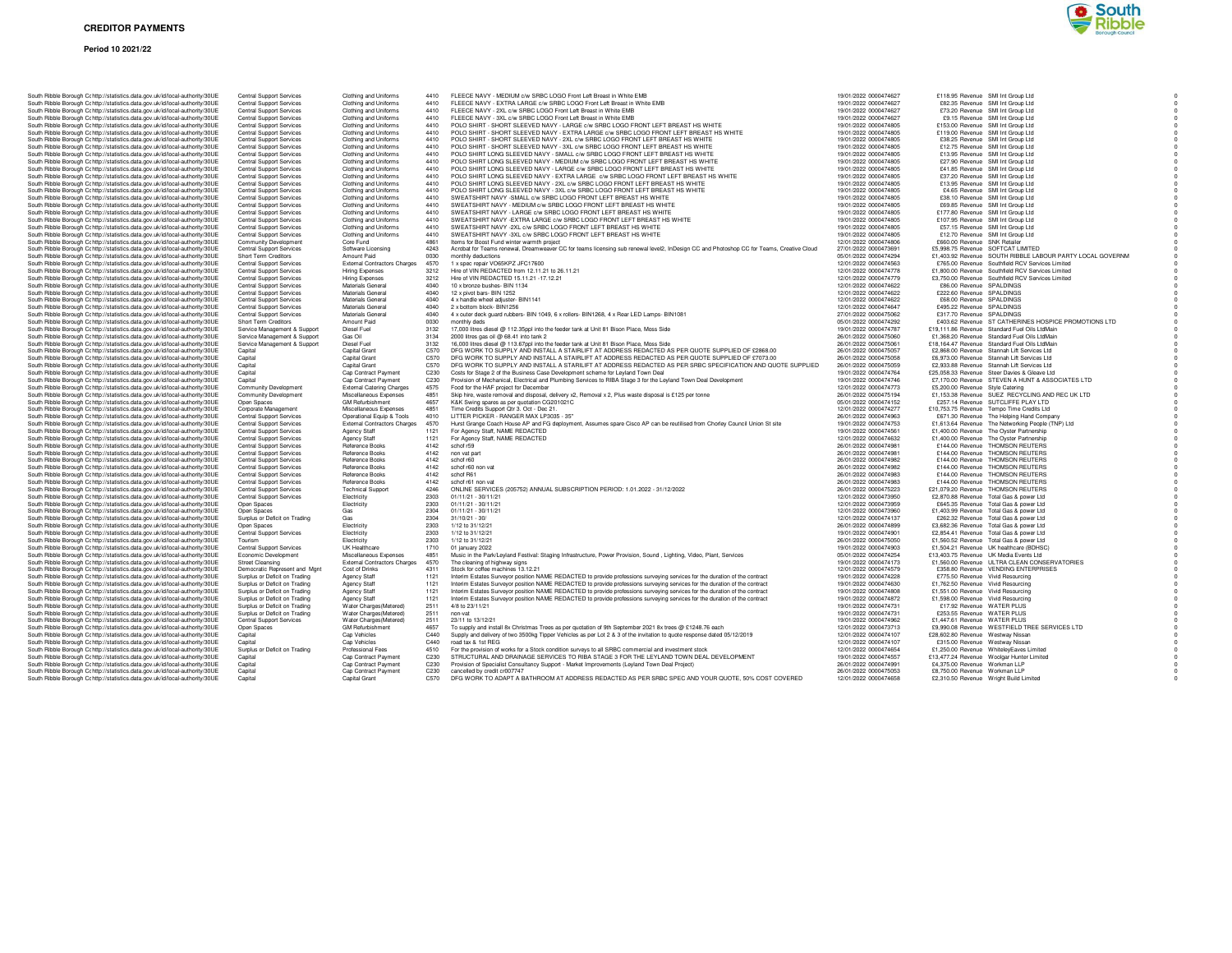**CREDITOR PAYMENTS**

**Period 10 2021/22**

| | | | | | | | | | | | |
|---|---|---|---|---|---|---|---|---|---|---|---|
| South Ribble Borough Co | http://statistics.data.gov.uk/id/local-authority/30UE | Central Support Services | Clothing and Uniforms | 4410 | FLEECE NAVY - MEDIUM c/w SRBC LOGO Front Left Breast in White EMB | 19/01/2022 | 0000474627 | £118.95 | Revenue | SMI Int Group Ltd | 0 |
| South Ribble Borough Co | http://statistics.data.gov.uk/id/local-authority/30UE | Central Support Services | Clothing and Uniforms | 4410 | FLEECE NAVY - EXTRA LARGE c/w SRBC LOGO Front Left Breast in White EMB | 19/01/2022 | 0000474627 | £82.35 | Revenue | SMI Int Group Ltd | 0 |
| South Ribble Borough Co | http://statistics.data.gov.uk/id/local-authority/30UE | Central Support Services | Clothing and Uniforms | 4410 | FLEECE NAVY - 2XL c/w SRBC LOGO Front Left Breast in White EMB | 19/01/2022 | 0000474627 | £73.20 | Revenue | SMI Int Group Ltd | 0 |
| South Ribble Borough Co | http://statistics.data.gov.uk/id/local-authority/30UE | Central Support Services | Clothing and Uniforms | 4410 | FLEECE NAVY - 3XL c/w SRBC LOGO Front Left Breast in White EMB | 19/01/2022 | 0000474627 | £9.15 | Revenue | SMI Int Group Ltd | 0 |
| South Ribble Borough Co | http://statistics.data.gov.uk/id/local-authority/30UE | Central Support Services | Clothing and Uniforms | 4410 | POLO SHIRT - SHORT SLEEVED NAVY - LARGE c/w SRBC LOGO FRONT LEFT BREAST HS WHITE | 19/01/2022 | 0000474805 | £153.00 | Revenue | SMI Int Group Ltd | 0 |
| South Ribble Borough Co | http://statistics.data.gov.uk/id/local-authority/30UE | Central Support Services | Clothing and Uniforms | 4410 | POLO SHIRT - SHORT SLEEVED NAVY - EXTRA LARGE c/w SRBC LOGO FRONT LEFT BREAST HS WHITE | 19/01/2022 | 0000474805 | £119.00 | Revenue | SMI Int Group Ltd | 0 |
| South Ribble Borough Co | http://statistics.data.gov.uk/id/local-authority/30UE | Central Support Services | Clothing and Uniforms | 4410 | POLO SHIRT - SHORT SLEEVED NAVY - 2XL c/w SRBC LOGO FRONT LEFT BREAST HS WHITE | 19/01/2022 | 0000474805 | £38.25 | Revenue | SMI Int Group Ltd | 0 |
| South Ribble Borough Co | http://statistics.data.gov.uk/id/local-authority/30UE | Central Support Services | Clothing and Uniforms | 4410 | POLO SHIRT - SHORT SLEEVED NAVY - 3XL c/w SRBC LOGO FRONT LEFT BREAST HS WHITE | 19/01/2022 | 0000474805 | £12.75 | Revenue | SMI Int Group Ltd | 0 |
| South Ribble Borough Co | http://statistics.data.gov.uk/id/local-authority/30UE | Central Support Services | Clothing and Uniforms | 4410 | POLO SHIRT LONG SLEEVED NAVY - SMALL c/w SRBC LOGO FRONT LEFT BREAST HS WHITE | 19/01/2022 | 0000474805 | £13.95 | Revenue | SMI Int Group Ltd | 0 |
| South Ribble Borough Co | http://statistics.data.gov.uk/id/local-authority/30UE | Central Support Services | Clothing and Uniforms | 4410 | POLO SHIRT LONG SLEEVED NAVY - MEDIUM c/w SRBC LOGO FRONT LEFT BREAST HS WHITE | 19/01/2022 | 0000474805 | £27.90 | Revenue | SMI Int Group Ltd | 0 |
| South Ribble Borough Co | http://statistics.data.gov.uk/id/local-authority/30UE | Central Support Services | Clothing and Uniforms | 4410 | POLO SHIRT LONG SLEEVED NAVY - LARGE c/w SRBC LOGO FRONT LEFT BREAST HS WHITE | 19/01/2022 | 0000474805 | £41.85 | Revenue | SMI Int Group Ltd | 0 |
| South Ribble Borough Co | http://statistics.data.gov.uk/id/local-authority/30UE | Central Support Services | Clothing and Uniforms | 4410 | POLO SHIRT LONG SLEEVED NAVY - EXTRA LARGE c/w SRBC LOGO FRONT LEFT BREAST HS WHITE | 19/01/2022 | 0000474805 | £37.20 | Revenue | SMI Int Group Ltd | 0 |
| South Ribble Borough Co | http://statistics.data.gov.uk/id/local-authority/30UE | Central Support Services | Clothing and Uniforms | 4410 | POLO SHIRT LONG SLEEVED NAVY - 2XL c/w SRBC LOGO FRONT LEFT BREAST HS WHITE | 19/01/2022 | 0000474805 | £13.95 | Revenue | SMI Int Group Ltd | 0 |
| South Ribble Borough Co | http://statistics.data.gov.uk/id/local-authority/30UE | Central Support Services | Clothing and Uniforms | 4410 | POLO SHIRT LONG SLEEVED NAVY - 3XL c/w SRBC LOGO FRONT LEFT BREAST HS WHITE | 19/01/2022 | 0000474805 | £4.65 | Revenue | SMI Int Group Ltd | 0 |
| South Ribble Borough Co | http://statistics.data.gov.uk/id/local-authority/30UE | Central Support Services | Clothing and Uniforms | 4410 | SWEATSHIRT NAVY -SMALL c/w SRBC LOGO FRONT LEFT BREAST HS WHITE | 19/01/2022 | 0000474805 | £38.10 | Revenue | SMI Int Group Ltd | 0 |
| South Ribble Borough Co | http://statistics.data.gov.uk/id/local-authority/30UE | Central Support Services | Clothing and Uniforms | 4410 | SWEATSHIRT NAVY - MEDIUM c/w SRBC LOGO FRONT LEFT BREAST HS WHITE | 19/01/2022 | 0000474805 | £69.85 | Revenue | SMI Int Group Ltd | 0 |
| South Ribble Borough Co | http://statistics.data.gov.uk/id/local-authority/30UE | Central Support Services | Clothing and Uniforms | 4410 | SWEATSHIRT NAVY - LARGE c/w SRBC LOGO FRONT LEFT BREAST HS WHITE | 19/01/2022 | 0000474805 | £177.80 | Revenue | SMI Int Group Ltd | 0 |
| South Ribble Borough Co | http://statistics.data.gov.uk/id/local-authority/30UE | Central Support Services | Clothing and Uniforms | 4410 | SWEATSHIRT NAVY -EXTRA LARGE c/w SRBC LOGO FRONT LEFT BREAST HS WHITE | 19/01/2022 | 0000474805 | £107.95 | Revenue | SMI Int Group Ltd | 0 |
| South Ribble Borough Co | http://statistics.data.gov.uk/id/local-authority/30UE | Central Support Services | Clothing and Uniforms | 4410 | SWEATSHIRT NAVY -2XL c/w SRBC LOGO FRONT LEFT BREAST HS WHITE | 19/01/2022 | 0000474805 | £57.15 | Revenue | SMI Int Group Ltd | 0 |
| South Ribble Borough Co | http://statistics.data.gov.uk/id/local-authority/30UE | Central Support Services | Clothing and Uniforms | 4410 | SWEATSHIRT NAVY -3XL c/w SRBC LOGO FRONT LEFT BREAST HS WHITE | 19/01/2022 | 0000474805 | £12.70 | Revenue | SMI Int Group Ltd | 0 |
| South Ribble Borough Co | http://statistics.data.gov.uk/id/local-authority/30UE | Community Development | Core Fund | 4861 | Items for Boost Fund winter warmth project | 12/01/2022 | 0000474806 | £660.00 | Revenue | SNK Retailer | 0 |
| South Ribble Borough Co | http://statistics.data.gov.uk/id/local-authority/30UE | Central Support Services | Software Licensing | 4243 | Acrobat for Teams renewal, Dreamweaver CC for teams licensing sub renewal level2, InDesign CC and Photoshop CC for Teams, Creative Cloud | 27/01/2022 | 0000473691 | £5,998.75 | Revenue | SOFTCAT LIMITED | 0 |
| South Ribble Borough Co | http://statistics.data.gov.uk/id/local-authority/30UE | Short Term Creditors | Amount Paid | 0030 | monthly deductions | 05/01/2022 | 0000474294 | £1,403.92 | Revenue | SOUTH RIBBLE LABOUR PARTY LOCAL GOVERNM | 0 |
| South Ribble Borough Co | http://statistics.data.gov.uk/id/local-authority/30UE | Central Support Services | External Contractors Charges | 4570 | 1 x spec repair VO65KPZ JFC17600 | 12/01/2022 | 0000474563 | £765.00 | Revenue | Southfield RCV Services Limited | 0 |
| South Ribble Borough Co | http://statistics.data.gov.uk/id/local-authority/30UE | Central Support Services | Hiring Expenses | 3212 | Hire of VIN REDACTED from 12.11.21 to 26.11.21 | 12/01/2022 | 0000474778 | £1,800.00 | Revenue | Southfield RCV Services Limited | 0 |
| South Ribble Borough Co | http://statistics.data.gov.uk/id/local-authority/30UE | Central Support Services | Hiring Expenses | 3212 | Hire of VIN REDACTED 15.11.21 -17.12.21 | 12/01/2022 | 0000474779 | £3,750.00 | Revenue | Southfield RCV Services Limited | 0 |
| South Ribble Borough Co | http://statistics.data.gov.uk/id/local-authority/30UE | Central Support Services | Materials General | 4040 | 10 x bronze bushes- BIN 1134 | 12/01/2022 | 0000474622 | £86.00 | Revenue | SPALDINGS | 0 |
| South Ribble Borough Co | http://statistics.data.gov.uk/id/local-authority/30UE | Central Support Services | Materials General | 4040 | 12 x pivot bars- BIN 1252 | 12/01/2022 | 0000474622 | £222.60 | Revenue | SPALDINGS | 0 |
| South Ribble Borough Co | http://statistics.data.gov.uk/id/local-authority/30UE | Central Support Services | Materials General | 4040 | 4 x handle wheel adjuster- BIN1141 | 12/01/2022 | 0000474622 | £68.00 | Revenue | SPALDINGS | 0 |
| South Ribble Borough Co | http://statistics.data.gov.uk/id/local-authority/30UE | Central Support Services | Materials General | 4040 | 2 x bottom block- BIN1256 | 12/01/2022 | 0000474647 | £495.22 | Revenue | SPALDINGS | 0 |
| South Ribble Borough Co | http://statistics.data.gov.uk/id/local-authority/30UE | Central Support Services | Materials General | 4040 | 4 x outer deck guard rubbers- BIN 1049, 6 x rollers- BIN1268, 4 x Rear LED Lamps- BIN1081 | 27/01/2022 | 0000475062 | £317.70 | Revenue | SPALDINGS | 0 |
| South Ribble Borough Co | http://statistics.data.gov.uk/id/local-authority/30UE | Short Term Creditors | Amount Paid | 0030 | monthly deds | 05/01/2022 | 0000474292 | £403.62 | Revenue | ST CATHERINES HOSPICE PROMOTIONS LTD | 0 |
| South Ribble Borough Co | http://statistics.data.gov.uk/id/local-authority/30UE | Service Management & Support | Diesel Fuel | 3132 | 17,000 litres diesel @ 112.35ppl into the feeder tank at Unit 81 Bison Place, Moss Side | 19/01/2022 | 0000474787 | £19,111.86 | Revenue | Standard Fuel Oils LtdMain | 0 |
| South Ribble Borough Co | http://statistics.data.gov.uk/id/local-authority/30UE | Service Management & Support | Gas Oil | 3134 | 2000 litres gas oil @ 68.41 into tank 2 | 26/01/2022 | 0000475060 | £1,368.20 | Revenue | Standard Fuel Oils LtdMain | 0 |
| South Ribble Borough Co | http://statistics.data.gov.uk/id/local-authority/30UE | Service Management & Support | Diesel Fuel | 3132 | 16,000 litres diesel @ 113.67ppl into the feeder tank at Unit 81 Bison Place, Moss Side | 26/01/2022 | 0000475061 | £18,164.47 | Revenue | Standard Fuel Oils LtdMain | 0 |
| South Ribble Borough Co | http://statistics.data.gov.uk/id/local-authority/30UE | Capital | Capital Grant | C570 | DFG WORK TO SUPPLY AND INSTALL A STAIRLIFT AT ADDRESS REDACTED AS PER QUOTE SUPPLIED OF £2868.00 | 26/01/2022 | 0000475057 | £2,868.00 | Revenue | Stannah Lift Services Ltd | 0 |
| South Ribble Borough Co | http://statistics.data.gov.uk/id/local-authority/30UE | Capital | Capital Grant | C570 | DFG WORK TO SUPPLY AND INSTALL A STAIRLIFT AT ADDRESS REDACTED AS PER QUOTE SUPPLIED OF £7073.00 | 26/01/2022 | 0000475058 | £6,973.00 | Revenue | Stannah Lift Services Ltd | 0 |
| South Ribble Borough Co | http://statistics.data.gov.uk/id/local-authority/30UE | Capital | Capital Grant | C570 | DFG WORK TO SUPPLY AND INSTALL A STAIRLIFT AT ADDRESS REDACTED AS PER SRBC SPECIFICATION AND QUOTE SUPPLIED | 26/01/2022 | 0000475059 | £2,933.88 | Revenue | Stannah Lift Services Ltd | 0 |
| South Ribble Borough Co | http://statistics.data.gov.uk/id/local-authority/30UE | Capital | Cap Contract Payment | C230 | Costs for Stage 2 of the Business Case Development scheme for Leyland Town Deal | 19/01/2022 | 0000474764 | £25,058.33 | Revenue | Steer Davies & Gleave Ltd | 0 |
| South Ribble Borough Co | http://statistics.data.gov.uk/id/local-authority/30UE | Capital | Cap Contract Payment | C230 | Provision of Mechanical, Electrical and Plumbing Services to RIBA Stage 3 for the Leyland Town Deal Development | 19/01/2022 | 0000474746 | £7,170.00 | Revenue | STEVEN A HUNT & ASSOCIATES LTD | 0 |
| South Ribble Borough Co | http://statistics.data.gov.uk/id/local-authority/30UE | Community Development | External Catering Charges | 4575 | Food for the HAF project for December | 12/01/2022 | 0000474773 | £5,200.00 | Revenue | Style Catering | 0 |
| South Ribble Borough Co | http://statistics.data.gov.uk/id/local-authority/30UE | Community Development | Miscellaneous Expenses | 4851 | Skip hire, waste removal and disposal, delivery x2, Removal x 2, Plus waste disposal is £125 per tonne | 26/01/2022 | 0000475194 | £1,153.38 | Revenue | SUEZ RECYCLING AND REC UK LTD | 0 |
| South Ribble Borough Co | http://statistics.data.gov.uk/id/local-authority/30UE | Open Spaces | GM Refurbishment | 4657 | K&K Swing spares as per quotation CG201021C | 05/01/2022 | 0000474152 | £257.14 | Revenue | SUTCLIFFE PLAY LTD | 0 |
| South Ribble Borough Co | http://statistics.data.gov.uk/id/local-authority/30UE | Corporate Management | Miscellaneous Expenses | 4851 | Time Credits Support Qtr 3. Oct - Dec 21. | 12/01/2022 | 0000474277 | £10,753.75 | Revenue | Tempo Time Credits Ltd | 0 |
| South Ribble Borough Co | http://statistics.data.gov.uk/id/local-authority/30UE | Central Support Services | Operational Equip & Tools | 4010 | LITTER PICKER - RANGER MAX LP3035 - 35" | 26/01/2022 | 0000474963 | £671.30 | Revenue | The Helping Hand Company | 0 |
| South Ribble Borough Co | http://statistics.data.gov.uk/id/local-authority/30UE | Central Support Services | External Contractors Charges | 4570 | Hurst Grange Coach House AP and FG deployment, Assumes spare Cisco AP can be reutilised from Chorley Council Union St site | 19/01/2022 | 0000474753 | £1,613.64 | Revenue | The Networking People (TNP) Ltd | 0 |
| South Ribble Borough Co | http://statistics.data.gov.uk/id/local-authority/30UE | Central Support Services | Agency Staff | 1121 | For Agency Staff, NAME REDACTED | 19/01/2022 | 0000474561 | £1,400.00 | Revenue | The Oyster Partnership | 0 |
| South Ribble Borough Co | http://statistics.data.gov.uk/id/local-authority/30UE | Central Support Services | Agency Staff | 1121 | For Agency Staff, NAME REDACTED | 12/01/2022 | 0000474632 | £1,400.00 | Revenue | The Oyster Partnership | 0 |
| South Ribble Borough Co | http://statistics.data.gov.uk/id/local-authority/30UE | Central Support Services | Reference Books | 4142 | schof r59 | 26/01/2022 | 0000474981 | £144.00 | Revenue | THOMSON REUTERS | 0 |
| South Ribble Borough Co | http://statistics.data.gov.uk/id/local-authority/30UE | Central Support Services | Reference Books | 4142 | non vat part | 26/01/2022 | 0000474981 | £144.00 | Revenue | THOMSON REUTERS | 0 |
| South Ribble Borough Co | http://statistics.data.gov.uk/id/local-authority/30UE | Central Support Services | Reference Books | 4142 | schof r60 | 26/01/2022 | 0000474982 | £144.00 | Revenue | THOMSON REUTERS | 0 |
| South Ribble Borough Co | http://statistics.data.gov.uk/id/local-authority/30UE | Central Support Services | Reference Books | 4142 | schof r60 non vat | 26/01/2022 | 0000474982 | £144.00 | Revenue | THOMSON REUTERS | 0 |
| South Ribble Borough Co | http://statistics.data.gov.uk/id/local-authority/30UE | Central Support Services | Reference Books | 4142 | schof R61 | 26/01/2022 | 0000474983 | £144.00 | Revenue | THOMSON REUTERS | 0 |
| South Ribble Borough Co | http://statistics.data.gov.uk/id/local-authority/30UE | Central Support Services | Reference Books | 4142 | schof r61 non vat | 26/01/2022 | 0000474983 | £144.00 | Revenue | THOMSON REUTERS | 0 |
| South Ribble Borough Co | http://statistics.data.gov.uk/id/local-authority/30UE | Central Support Services | Technical Support | 4246 | ONLINE SERVICES (205752) ANNUAL SUBSCRIPTION PERIOD: 1.01.2022 - 31/12/2022 | 26/01/2022 | 0000475223 | £21,079.20 | Revenue | THOMSON REUTERS | 0 |
| South Ribble Borough Co | http://statistics.data.gov.uk/id/local-authority/30UE | Central Support Services | Electricity | 2303 | 01/11/21 - 30/11/21 | 12/01/2022 | 0000473950 | £2,870.88 | Revenue | Total Gas & power Ltd | 0 |
| South Ribble Borough Co | http://statistics.data.gov.uk/id/local-authority/30UE | Open Spaces | Electricity | 2303 | 01/11/21 - 30/11/21 | 12/01/2022 | 0000473959 | £645.35 | Revenue | Total Gas & power Ltd | 0 |
| South Ribble Borough Co | http://statistics.data.gov.uk/id/local-authority/30UE | Open Spaces | Gas | 2304 | 01/11/21 - 30/11/21 | 12/01/2022 | 0000473960 | £1,403.99 | Revenue | Total Gas & power Ltd | 0 |
| South Ribble Borough Co | http://statistics.data.gov.uk/id/local-authority/30UE | Surplus or Deficit on Trading | Gas | 2304 | 31/10/21 - 30/ | 12/01/2022 | 0000474137 | £262.32 | Revenue | Total Gas & power Ltd | 0 |
| South Ribble Borough Co | http://statistics.data.gov.uk/id/local-authority/30UE | Open Spaces | Electricity | 2303 | 1/12 to 31/12/21 | 26/01/2022 | 0000474899 | £3,682.36 | Revenue | Total Gas & power Ltd | 0 |
| South Ribble Borough Co | http://statistics.data.gov.uk/id/local-authority/30UE | Central Support Services | Electricity | 2303 | 1/12 to 31/12/21 | 19/01/2022 | 0000474901 | £2,854.41 | Revenue | Total Gas & power Ltd | 0 |
| South Ribble Borough Co | http://statistics.data.gov.uk/id/local-authority/30UE | Tourism | Electricity | 2303 | 1/12 to 31/12/21 | 26/01/2022 | 0000475050 | £1,560.52 | Revenue | Total Gas & power Ltd | 0 |
| South Ribble Borough Co | http://statistics.data.gov.uk/id/local-authority/30UE | Central Support Services | UK Healthcare | 1710 | 01 january 2022 | 19/01/2022 | 0000474903 | £1,504.21 | Revenue | UK healthcare (BDHSC) | 0 |
| South Ribble Borough Co | http://statistics.data.gov.uk/id/local-authority/30UE | Economic Development | Miscellaneous Expenses | 4851 | Music in the Park/Leyland Festival: Staging Infrastructure, Power Provision, Sound , Lighting, Video, Plant, Services | 05/01/2022 | 0000474254 | £13,403.75 | Revenue | UK Media Events Ltd | 0 |
| South Ribble Borough Co | http://statistics.data.gov.uk/id/local-authority/30UE | Street Cleansing | External Contractors Charges | 4570 | The cleaning of highway signs | 19/01/2022 | 0000474173 | £1,560.00 | Revenue | ULTRA CLEAN CONSERVATORIES | 0 |
| South Ribble Borough Co | http://statistics.data.gov.uk/id/local-authority/30UE | Democratic Represent and Mgnt | Cost of Drinks | 4311 | Stock for coffee machines 13.12.21 | 12/01/2022 | 0000474579 | £358.80 | Revenue | VENDING ENTERPRISES | 0 |
| South Ribble Borough Co | http://statistics.data.gov.uk/id/local-authority/30UE | Surplus or Deficit on Trading | Agency Staff | 1121 | Interim Estates Surveyor position NAME REDACTED to provide professions surveying services for the duration of the contract | 19/01/2022 | 0000474228 | £775.50 | Revenue | Vivid Resourcing | 0 |
| South Ribble Borough Co | http://statistics.data.gov.uk/id/local-authority/30UE | Surplus or Deficit on Trading | Agency Staff | 1121 | Interim Estates Surveyor position NAME REDACTED to provide professions surveying services for the duration of the contract | 19/01/2022 | 0000474630 | £1,762.50 | Revenue | Vivid Resourcing | 0 |
| South Ribble Borough Co | http://statistics.data.gov.uk/id/local-authority/30UE | Surplus or Deficit on Trading | Agency Staff | 1121 | Interim Estates Surveyor position NAME REDACTED to provide professions surveying services for the duration of the contract | 19/01/2022 | 0000474808 | £1,551.00 | Revenue | Vivid Resourcing | 0 |
| South Ribble Borough Co | http://statistics.data.gov.uk/id/local-authority/30UE | Surplus or Deficit on Trading | Agency Staff | 1121 | Interim Estates Surveyor position NAME REDACTED to provide professions surveying services for the duration of the contract | 19/01/2022 | 0000474872 | £1,598.00 | Revenue | Vivid Resourcing | 0 |
| South Ribble Borough Co | http://statistics.data.gov.uk/id/local-authority/30UE | Surplus or Deficit on Trading | Water Charges(Metered) | 2511 | 4/8 to 23/11/21 | 19/01/2022 | 0000474731 | £17.92 | Revenue | WATER PLUS | 0 |
| South Ribble Borough Co | http://statistics.data.gov.uk/id/local-authority/30UE | Surplus or Deficit on Trading | Water Charges(Metered) | 2511 | non-vat | 19/01/2022 | 0000474731 | £253.55 | Revenue | WATER PLUS | 0 |
| South Ribble Borough Co | http://statistics.data.gov.uk/id/local-authority/30UE | Central Support Services | Water Charges(Metered) | 2511 | 23/11 to 13/12/21 | 19/01/2022 | 0000474962 | £1,447.61 | Revenue | WATER PLUS | 0 |
| South Ribble Borough Co | http://statistics.data.gov.uk/id/local-authority/30UE | Open Spaces | GM Refurbishment | 4657 | To supply and install 8x Christmas Trees as per quotation of 9th September 2021 8x trees @ £1248.76 each | 12/01/2022 | 0000473713 | £9,990.08 | Revenue | WESTFIELD TREE SERVICES LTD | 0 |
| South Ribble Borough Co | http://statistics.data.gov.uk/id/local-authority/30UE | Capital | Cap Vehicles | C440 | Supply and delivery of two 3500kg Tipper Vehicles as per Lot 2 & 3 of the invitation to quote response dated 05/12/2019 | 12/01/2022 | 0000474107 | £28,602.80 | Revenue | Westway Nissan | 0 |
| South Ribble Borough Co | http://statistics.data.gov.uk/id/local-authority/30UE | Capital | Cap Vehicles | C440 | road tax & 1st REG | 12/01/2022 | 0000474107 | £315.00 | Revenue | Westway Nissan | 0 |
| South Ribble Borough Co | http://statistics.data.gov.uk/id/local-authority/30UE | Surplus or Deficit on Trading | Professional Fees | 4510 | For the provision of works for a Stock condition surveys to all SRBC commercial and investment stock | 12/01/2022 | 0000474654 | £1,250.00 | Revenue | WhiteleyEaves Limited | 0 |
| South Ribble Borough Co | http://statistics.data.gov.uk/id/local-authority/30UE | Capital | Cap Contract Payment | C230 | STRUCTURAL AND DRAINAGE SERVICES TO RIBA STAGE 3 FOR THE LEYLAND TOWN DEAL DEVELOPMENT | 19/01/2022 | 0000474557 | £13,477.24 | Revenue | Woolgar Hunter Limited | 0 |
| South Ribble Borough Co | http://statistics.data.gov.uk/id/local-authority/30UE | Capital | Cap Contract Payment | C230 | Provision of Specialist Consultancy Support - Market Improvements (Leyland Town Deal Project) | 26/01/2022 | 0000474991 | £4,375.00 | Revenue | Workman LLP | 0 |
| South Ribble Borough Co | http://statistics.data.gov.uk/id/local-authority/30UE | Capital | Cap Contract Payment | C230 | cancelled by credit cr007747 | 26/01/2022 | 0000475053 | £8,750.00 | Revenue | Workman LLP | 0 |
| South Ribble Borough Co | http://statistics.data.gov.uk/id/local-authority/30UE | Capital | Capital Grant | C570 | DFG WORK TO ADAPT A BATHROOM AT ADDRESS REDACTED AS PER SRBC SPEC AND YOUR QUOTE, 50% COST COVERED | 12/01/2022 | 0000474658 | £2,310.50 | Revenue | Wright Build Limited | 0 |